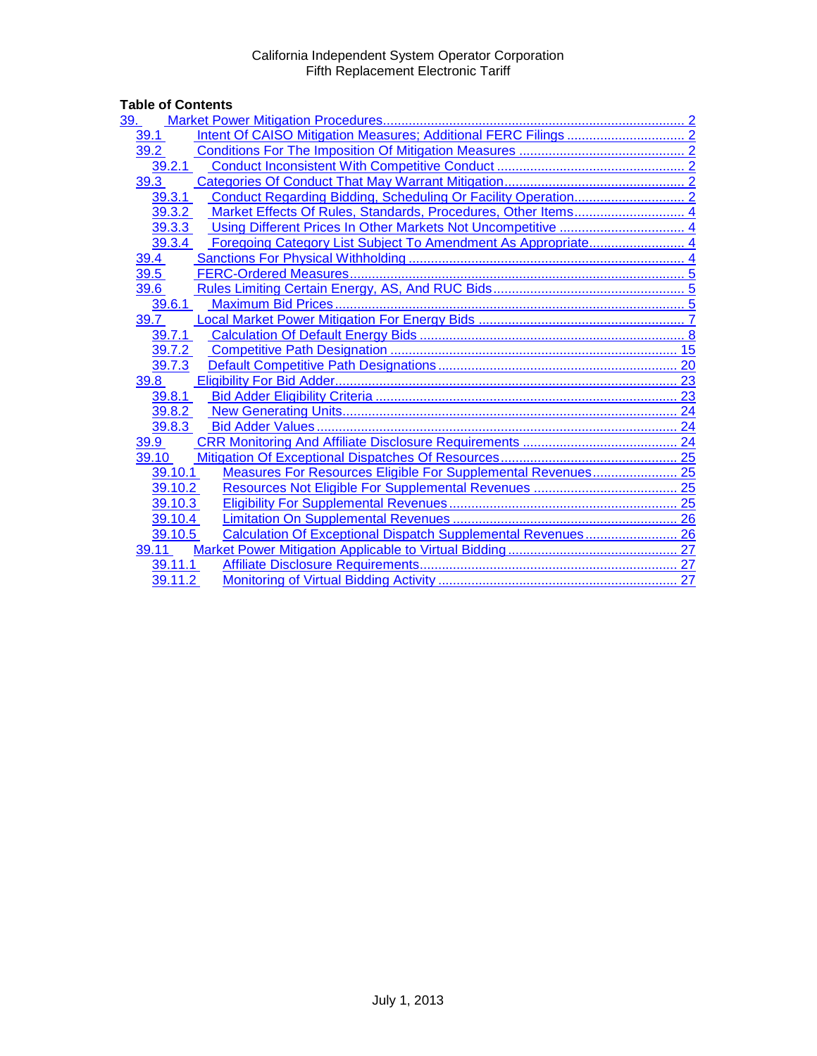California Independent System Operator Corporation
Fifth Replacement Electronic Tariff

**Table of Contents**

- 39. Market Power Mitigation Procedures ..... 2
  - 39.1 Intent Of CAISO Mitigation Measures; Additional FERC Filings ..... 2
  - 39.2 Conditions For The Imposition Of Mitigation Measures ..... 2
    - 39.2.1 Conduct Inconsistent With Competitive Conduct ..... 2
  - 39.3 Categories Of Conduct That May Warrant Mitigation ..... 2
    - 39.3.1 Conduct Regarding Bidding, Scheduling Or Facility Operation ..... 2
    - 39.3.2 Market Effects Of Rules, Standards, Procedures, Other Items ..... 4
    - 39.3.3 Using Different Prices In Other Markets Not Uncompetitive ..... 4
    - 39.3.4 Foregoing Category List Subject To Amendment As Appropriate ..... 4
  - 39.4 Sanctions For Physical Withholding ..... 4
  - 39.5 FERC-Ordered Measures ..... 5
  - 39.6 Rules Limiting Certain Energy, AS, And RUC Bids ..... 5
    - 39.6.1 Maximum Bid Prices ..... 5
  - 39.7 Local Market Power Mitigation For Energy Bids ..... 7
    - 39.7.1 Calculation Of Default Energy Bids ..... 8
    - 39.7.2 Competitive Path Designation ..... 15
    - 39.7.3 Default Competitive Path Designations ..... 20
  - 39.8 Eligibility For Bid Adder ..... 23
    - 39.8.1 Bid Adder Eligibility Criteria ..... 23
    - 39.8.2 New Generating Units ..... 24
    - 39.8.3 Bid Adder Values ..... 24
  - 39.9 CRR Monitoring And Affiliate Disclosure Requirements ..... 24
  - 39.10 Mitigation Of Exceptional Dispatches Of Resources ..... 25
    - 39.10.1 Measures For Resources Eligible For Supplemental Revenues ..... 25
    - 39.10.2 Resources Not Eligible For Supplemental Revenues ..... 25
    - 39.10.3 Eligibility For Supplemental Revenues ..... 25
    - 39.10.4 Limitation On Supplemental Revenues ..... 26
    - 39.10.5 Calculation Of Exceptional Dispatch Supplemental Revenues ..... 26
  - 39.11 Market Power Mitigation Applicable to Virtual Bidding ..... 27
    - 39.11.1 Affiliate Disclosure Requirements ..... 27
    - 39.11.2 Monitoring of Virtual Bidding Activity ..... 27

July 1, 2013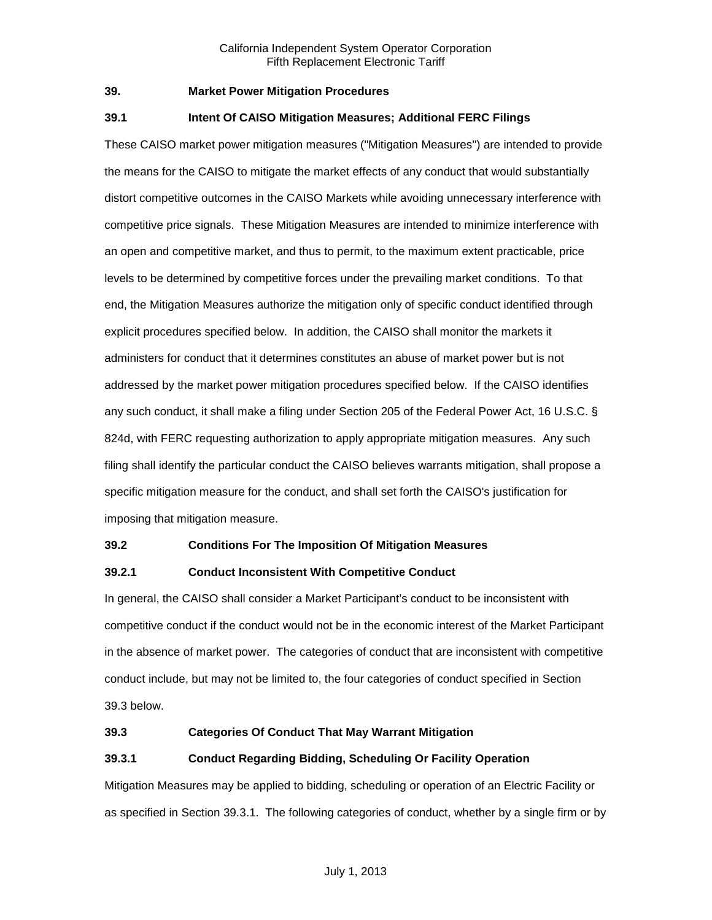## 39. Market Power Mitigation Procedures

### 39.1 Intent Of CAISO Mitigation Measures; Additional FERC Filings

These CAISO market power mitigation measures ("Mitigation Measures") are intended to provide the means for the CAISO to mitigate the market effects of any conduct that would substantially distort competitive outcomes in the CAISO Markets while avoiding unnecessary interference with competitive price signals. These Mitigation Measures are intended to minimize interference with an open and competitive market, and thus to permit, to the maximum extent practicable, price levels to be determined by competitive forces under the prevailing market conditions. To that end, the Mitigation Measures authorize the mitigation only of specific conduct identified through explicit procedures specified below. In addition, the CAISO shall monitor the markets it administers for conduct that it determines constitutes an abuse of market power but is not addressed by the market power mitigation procedures specified below. If the CAISO identifies any such conduct, it shall make a filing under Section 205 of the Federal Power Act, 16 U.S.C. § 824d, with FERC requesting authorization to apply appropriate mitigation measures. Any such filing shall identify the particular conduct the CAISO believes warrants mitigation, shall propose a specific mitigation measure for the conduct, and shall set forth the CAISO's justification for imposing that mitigation measure.

### 39.2 Conditions For The Imposition Of Mitigation Measures

#### 39.2.1 Conduct Inconsistent With Competitive Conduct

In general, the CAISO shall consider a Market Participant's conduct to be inconsistent with competitive conduct if the conduct would not be in the economic interest of the Market Participant in the absence of market power. The categories of conduct that are inconsistent with competitive conduct include, but may not be limited to, the four categories of conduct specified in Section 39.3 below.

### 39.3 Categories Of Conduct That May Warrant Mitigation

#### 39.3.1 Conduct Regarding Bidding, Scheduling Or Facility Operation

Mitigation Measures may be applied to bidding, scheduling or operation of an Electric Facility or as specified in Section 39.3.1. The following categories of conduct, whether by a single firm or by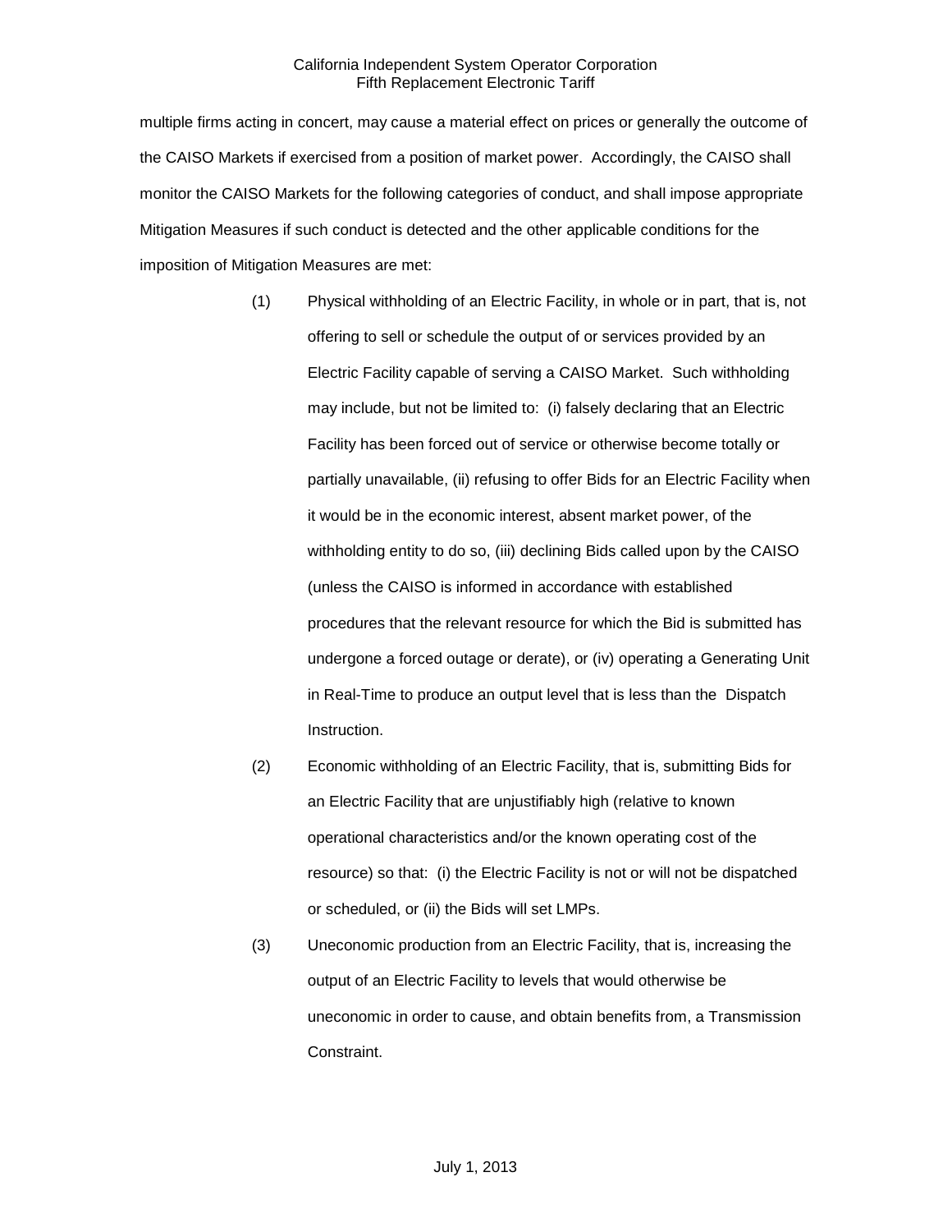multiple firms acting in concert, may cause a material effect on prices or generally the outcome of the CAISO Markets if exercised from a position of market power. Accordingly, the CAISO shall monitor the CAISO Markets for the following categories of conduct, and shall impose appropriate Mitigation Measures if such conduct is detected and the other applicable conditions for the imposition of Mitigation Measures are met:

(1) Physical withholding of an Electric Facility, in whole or in part, that is, not offering to sell or schedule the output of or services provided by an Electric Facility capable of serving a CAISO Market. Such withholding may include, but not be limited to: (i) falsely declaring that an Electric Facility has been forced out of service or otherwise become totally or partially unavailable, (ii) refusing to offer Bids for an Electric Facility when it would be in the economic interest, absent market power, of the withholding entity to do so, (iii) declining Bids called upon by the CAISO (unless the CAISO is informed in accordance with established procedures that the relevant resource for which the Bid is submitted has undergone a forced outage or derate), or (iv) operating a Generating Unit in Real-Time to produce an output level that is less than the Dispatch Instruction.

(2) Economic withholding of an Electric Facility, that is, submitting Bids for an Electric Facility that are unjustifiably high (relative to known operational characteristics and/or the known operating cost of the resource) so that: (i) the Electric Facility is not or will not be dispatched or scheduled, or (ii) the Bids will set LMPs.

(3) Uneconomic production from an Electric Facility, that is, increasing the output of an Electric Facility to levels that would otherwise be uneconomic in order to cause, and obtain benefits from, a Transmission Constraint.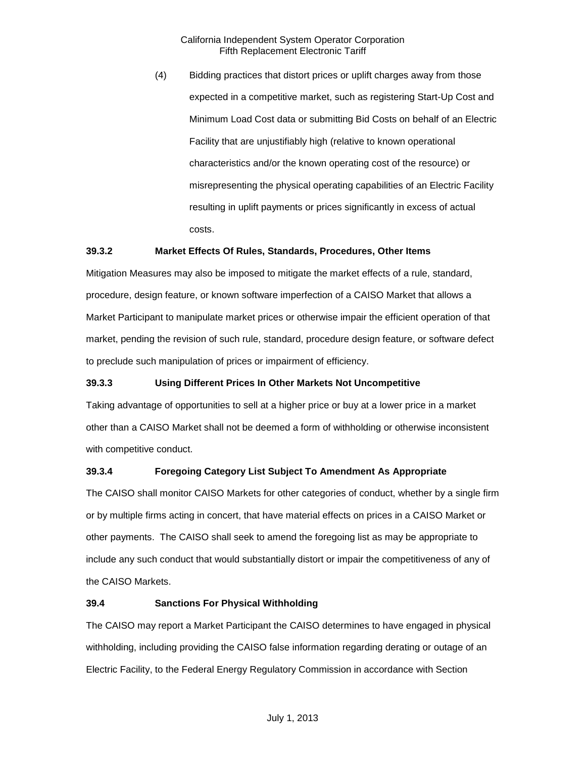(4) Bidding practices that distort prices or uplift charges away from those expected in a competitive market, such as registering Start-Up Cost and Minimum Load Cost data or submitting Bid Costs on behalf of an Electric Facility that are unjustifiably high (relative to known operational characteristics and/or the known operating cost of the resource) or misrepresenting the physical operating capabilities of an Electric Facility resulting in uplift payments or prices significantly in excess of actual costs.

**39.3.2 Market Effects Of Rules, Standards, Procedures, Other Items**

Mitigation Measures may also be imposed to mitigate the market effects of a rule, standard, procedure, design feature, or known software imperfection of a CAISO Market that allows a Market Participant to manipulate market prices or otherwise impair the efficient operation of that market, pending the revision of such rule, standard, procedure design feature, or software defect to preclude such manipulation of prices or impairment of efficiency.

**39.3.3 Using Different Prices In Other Markets Not Uncompetitive**

Taking advantage of opportunities to sell at a higher price or buy at a lower price in a market other than a CAISO Market shall not be deemed a form of withholding or otherwise inconsistent with competitive conduct.

**39.3.4 Foregoing Category List Subject To Amendment As Appropriate**

The CAISO shall monitor CAISO Markets for other categories of conduct, whether by a single firm or by multiple firms acting in concert, that have material effects on prices in a CAISO Market or other payments. The CAISO shall seek to amend the foregoing list as may be appropriate to include any such conduct that would substantially distort or impair the competitiveness of any of the CAISO Markets.

**39.4 Sanctions For Physical Withholding**

The CAISO may report a Market Participant the CAISO determines to have engaged in physical withholding, including providing the CAISO false information regarding derating or outage of an Electric Facility, to the Federal Energy Regulatory Commission in accordance with Section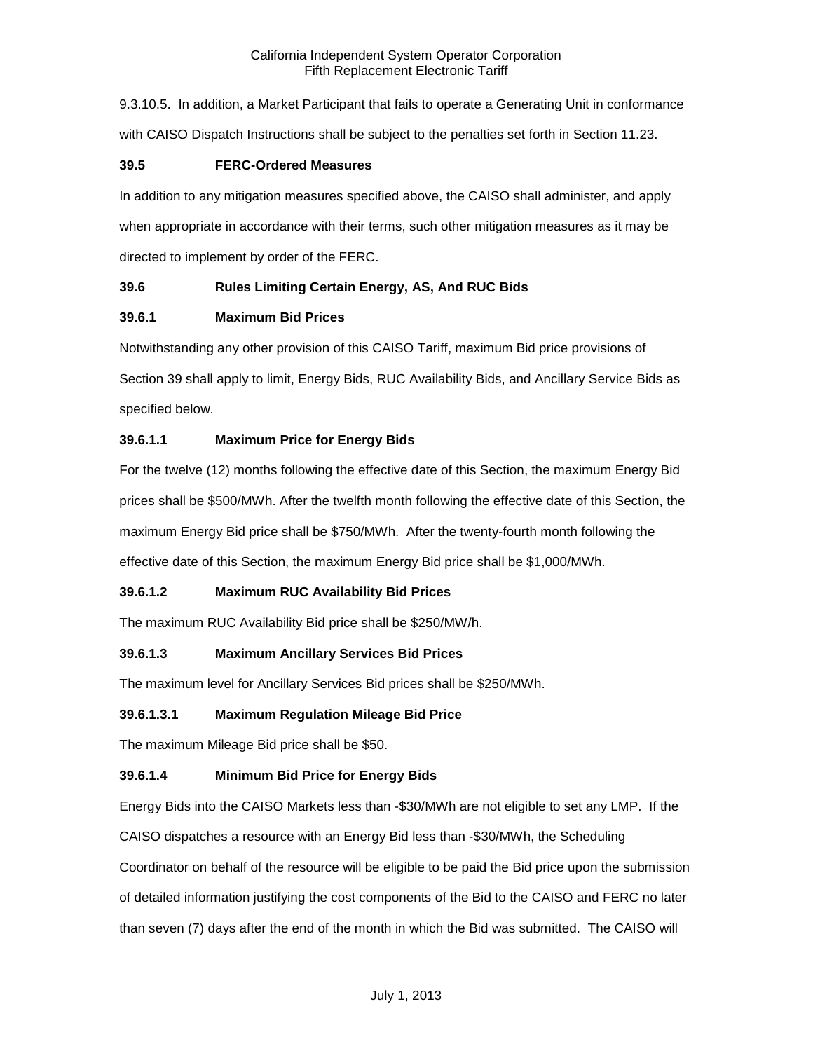9.3.10.5. In addition, a Market Participant that fails to operate a Generating Unit in conformance with CAISO Dispatch Instructions shall be subject to the penalties set forth in Section 11.23.

### 39.5 FERC-Ordered Measures

In addition to any mitigation measures specified above, the CAISO shall administer, and apply when appropriate in accordance with their terms, such other mitigation measures as it may be directed to implement by order of the FERC.

### 39.6 Rules Limiting Certain Energy, AS, And RUC Bids

#### 39.6.1 Maximum Bid Prices

Notwithstanding any other provision of this CAISO Tariff, maximum Bid price provisions of Section 39 shall apply to limit, Energy Bids, RUC Availability Bids, and Ancillary Service Bids as specified below.

#### 39.6.1.1 Maximum Price for Energy Bids

For the twelve (12) months following the effective date of this Section, the maximum Energy Bid prices shall be $500/MWh. After the twelfth month following the effective date of this Section, the maximum Energy Bid price shall be $750/MWh. After the twenty-fourth month following the effective date of this Section, the maximum Energy Bid price shall be $1,000/MWh.

#### 39.6.1.2 Maximum RUC Availability Bid Prices

The maximum RUC Availability Bid price shall be $250/MW/h.

#### 39.6.1.3 Maximum Ancillary Services Bid Prices

The maximum level for Ancillary Services Bid prices shall be $250/MWh.

#### 39.6.1.3.1 Maximum Regulation Mileage Bid Price

The maximum Mileage Bid price shall be $50.

#### 39.6.1.4 Minimum Bid Price for Energy Bids

Energy Bids into the CAISO Markets less than -$30/MWh are not eligible to set any LMP. If the CAISO dispatches a resource with an Energy Bid less than -$30/MWh, the Scheduling Coordinator on behalf of the resource will be eligible to be paid the Bid price upon the submission of detailed information justifying the cost components of the Bid to the CAISO and FERC no later than seven (7) days after the end of the month in which the Bid was submitted. The CAISO will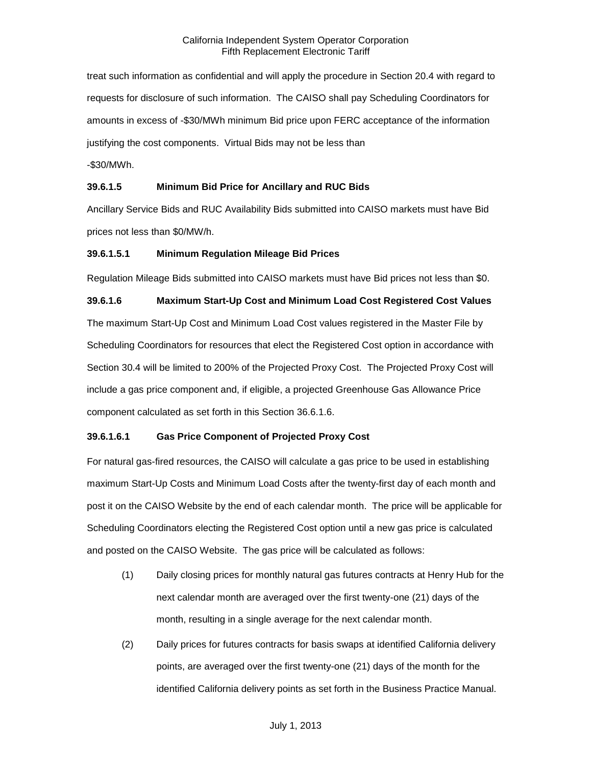treat such information as confidential and will apply the procedure in Section 20.4 with regard to requests for disclosure of such information. The CAISO shall pay Scheduling Coordinators for amounts in excess of -$30/MWh minimum Bid price upon FERC acceptance of the information justifying the cost components. Virtual Bids may not be less than -$30/MWh.

**39.6.1.5 Minimum Bid Price for Ancillary and RUC Bids**

Ancillary Service Bids and RUC Availability Bids submitted into CAISO markets must have Bid prices not less than $0/MW/h.

**39.6.1.5.1 Minimum Regulation Mileage Bid Prices**

Regulation Mileage Bids submitted into CAISO markets must have Bid prices not less than $0.

**39.6.1.6 Maximum Start-Up Cost and Minimum Load Cost Registered Cost Values**

The maximum Start-Up Cost and Minimum Load Cost values registered in the Master File by Scheduling Coordinators for resources that elect the Registered Cost option in accordance with Section 30.4 will be limited to 200% of the Projected Proxy Cost. The Projected Proxy Cost will include a gas price component and, if eligible, a projected Greenhouse Gas Allowance Price component calculated as set forth in this Section 36.6.1.6.

**39.6.1.6.1 Gas Price Component of Projected Proxy Cost**

For natural gas-fired resources, the CAISO will calculate a gas price to be used in establishing maximum Start-Up Costs and Minimum Load Costs after the twenty-first day of each month and post it on the CAISO Website by the end of each calendar month. The price will be applicable for Scheduling Coordinators electing the Registered Cost option until a new gas price is calculated and posted on the CAISO Website. The gas price will be calculated as follows:

(1) Daily closing prices for monthly natural gas futures contracts at Henry Hub for the next calendar month are averaged over the first twenty-one (21) days of the month, resulting in a single average for the next calendar month.

(2) Daily prices for futures contracts for basis swaps at identified California delivery points, are averaged over the first twenty-one (21) days of the month for the identified California delivery points as set forth in the Business Practice Manual.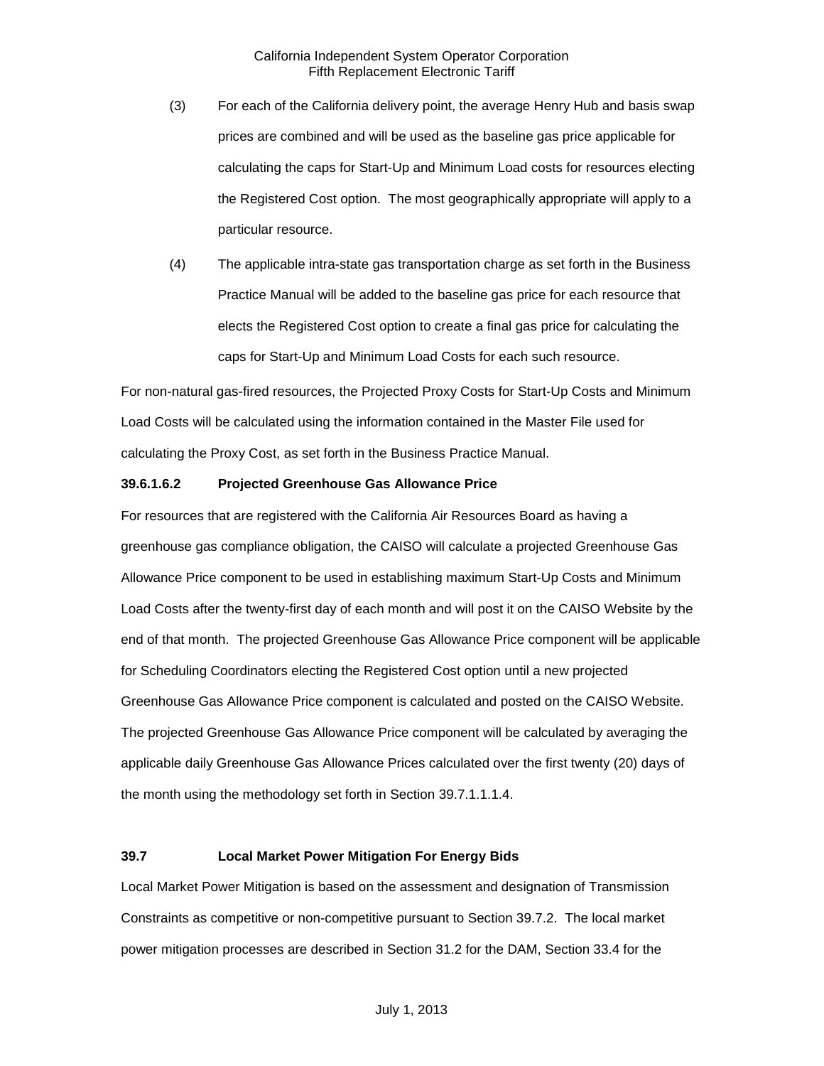(3) For each of the California delivery point, the average Henry Hub and basis swap prices are combined and will be used as the baseline gas price applicable for calculating the caps for Start-Up and Minimum Load costs for resources electing the Registered Cost option. The most geographically appropriate will apply to a particular resource.

(4) The applicable intra-state gas transportation charge as set forth in the Business Practice Manual will be added to the baseline gas price for each resource that elects the Registered Cost option to create a final gas price for calculating the caps for Start-Up and Minimum Load Costs for each such resource.

For non-natural gas-fired resources, the Projected Proxy Costs for Start-Up Costs and Minimum Load Costs will be calculated using the information contained in the Master File used for calculating the Proxy Cost, as set forth in the Business Practice Manual.

**39.6.1.6.2 Projected Greenhouse Gas Allowance Price**

For resources that are registered with the California Air Resources Board as having a greenhouse gas compliance obligation, the CAISO will calculate a projected Greenhouse Gas Allowance Price component to be used in establishing maximum Start-Up Costs and Minimum Load Costs after the twenty-first day of each month and will post it on the CAISO Website by the end of that month. The projected Greenhouse Gas Allowance Price component will be applicable for Scheduling Coordinators electing the Registered Cost option until a new projected Greenhouse Gas Allowance Price component is calculated and posted on the CAISO Website. The projected Greenhouse Gas Allowance Price component will be calculated by averaging the applicable daily Greenhouse Gas Allowance Prices calculated over the first twenty (20) days of the month using the methodology set forth in Section 39.7.1.1.1.4.

**39.7 Local Market Power Mitigation For Energy Bids**

Local Market Power Mitigation is based on the assessment and designation of Transmission Constraints as competitive or non-competitive pursuant to Section 39.7.2. The local market power mitigation processes are described in Section 31.2 for the DAM, Section 33.4 for the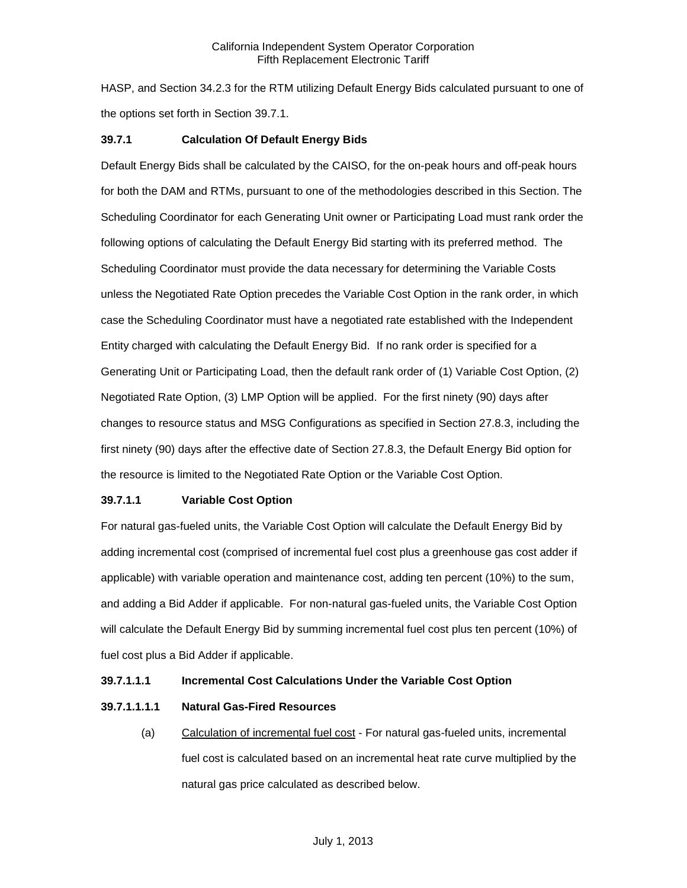HASP, and Section 34.2.3 for the RTM utilizing Default Energy Bids calculated pursuant to one of the options set forth in Section 39.7.1.

### 39.7.1 Calculation Of Default Energy Bids

Default Energy Bids shall be calculated by the CAISO, for the on-peak hours and off-peak hours for both the DAM and RTMs, pursuant to one of the methodologies described in this Section. The Scheduling Coordinator for each Generating Unit owner or Participating Load must rank order the following options of calculating the Default Energy Bid starting with its preferred method. The Scheduling Coordinator must provide the data necessary for determining the Variable Costs unless the Negotiated Rate Option precedes the Variable Cost Option in the rank order, in which case the Scheduling Coordinator must have a negotiated rate established with the Independent Entity charged with calculating the Default Energy Bid. If no rank order is specified for a Generating Unit or Participating Load, then the default rank order of (1) Variable Cost Option, (2) Negotiated Rate Option, (3) LMP Option will be applied. For the first ninety (90) days after changes to resource status and MSG Configurations as specified in Section 27.8.3, including the first ninety (90) days after the effective date of Section 27.8.3, the Default Energy Bid option for the resource is limited to the Negotiated Rate Option or the Variable Cost Option.

#### 39.7.1.1 Variable Cost Option

For natural gas-fueled units, the Variable Cost Option will calculate the Default Energy Bid by adding incremental cost (comprised of incremental fuel cost plus a greenhouse gas cost adder if applicable) with variable operation and maintenance cost, adding ten percent (10%) to the sum, and adding a Bid Adder if applicable. For non-natural gas-fueled units, the Variable Cost Option will calculate the Default Energy Bid by summing incremental fuel cost plus ten percent (10%) of fuel cost plus a Bid Adder if applicable.

##### 39.7.1.1.1 Incremental Cost Calculations Under the Variable Cost Option

###### 39.7.1.1.1.1 Natural Gas-Fired Resources

(a) Calculation of incremental fuel cost - For natural gas-fueled units, incremental fuel cost is calculated based on an incremental heat rate curve multiplied by the natural gas price calculated as described below.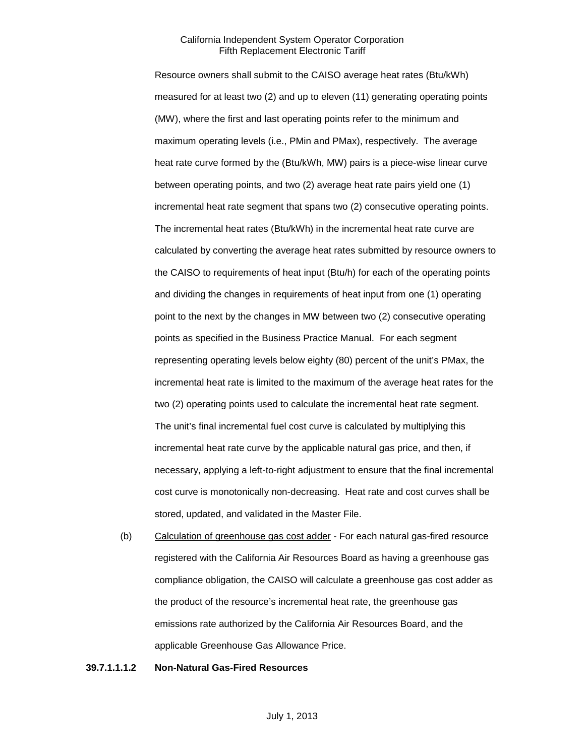Resource owners shall submit to the CAISO average heat rates (Btu/kWh) measured for at least two (2) and up to eleven (11) generating operating points (MW), where the first and last operating points refer to the minimum and maximum operating levels (i.e., PMin and PMax), respectively. The average heat rate curve formed by the (Btu/kWh, MW) pairs is a piece-wise linear curve between operating points, and two (2) average heat rate pairs yield one (1) incremental heat rate segment that spans two (2) consecutive operating points. The incremental heat rates (Btu/kWh) in the incremental heat rate curve are calculated by converting the average heat rates submitted by resource owners to the CAISO to requirements of heat input (Btu/h) for each of the operating points and dividing the changes in requirements of heat input from one (1) operating point to the next by the changes in MW between two (2) consecutive operating points as specified in the Business Practice Manual. For each segment representing operating levels below eighty (80) percent of the unit's PMax, the incremental heat rate is limited to the maximum of the average heat rates for the two (2) operating points used to calculate the incremental heat rate segment. The unit's final incremental fuel cost curve is calculated by multiplying this incremental heat rate curve by the applicable natural gas price, and then, if necessary, applying a left-to-right adjustment to ensure that the final incremental cost curve is monotonically non-decreasing. Heat rate and cost curves shall be stored, updated, and validated in the Master File.

(b) Calculation of greenhouse gas cost adder - For each natural gas-fired resource registered with the California Air Resources Board as having a greenhouse gas compliance obligation, the CAISO will calculate a greenhouse gas cost adder as the product of the resource's incremental heat rate, the greenhouse gas emissions rate authorized by the California Air Resources Board, and the applicable Greenhouse Gas Allowance Price.

**39.7.1.1.1.2 Non-Natural Gas-Fired Resources**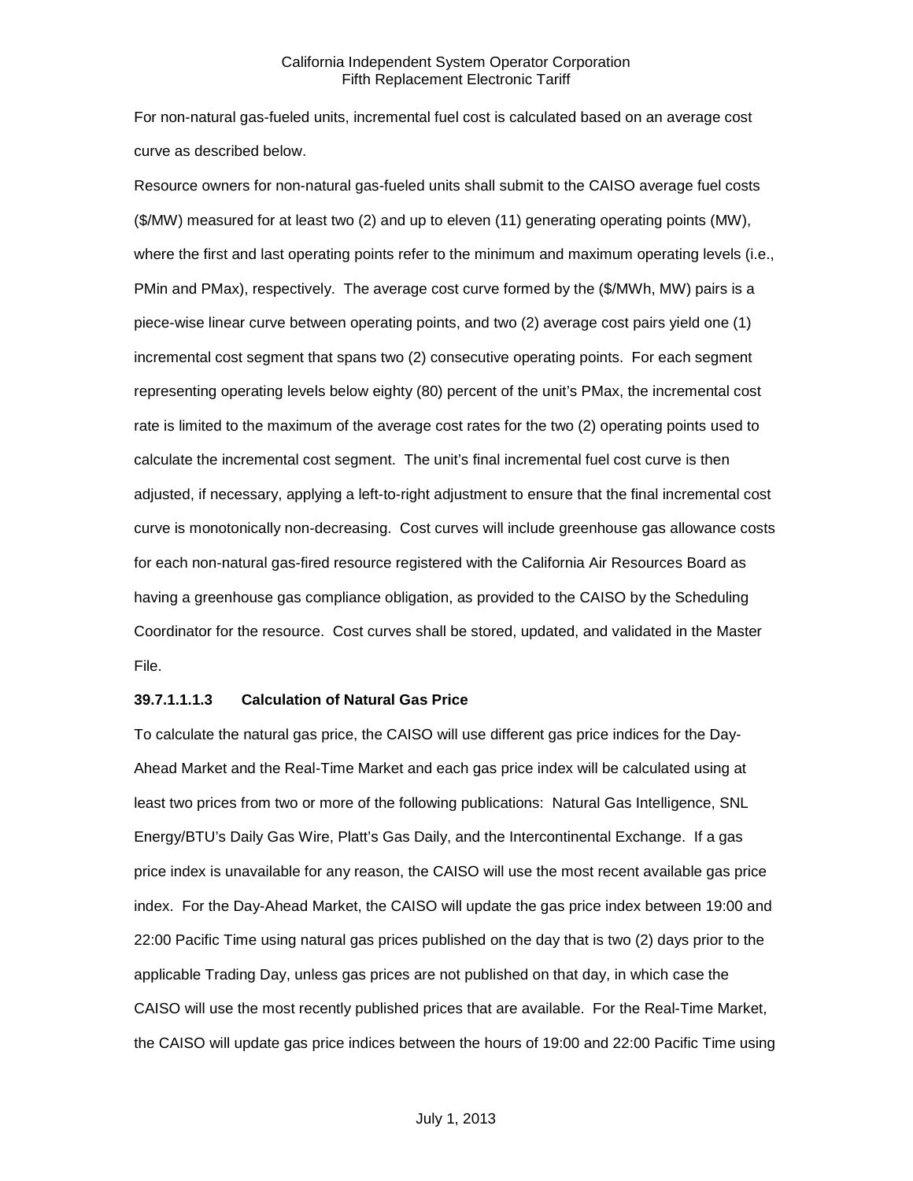For non-natural gas-fueled units, incremental fuel cost is calculated based on an average cost curve as described below.

Resource owners for non-natural gas-fueled units shall submit to the CAISO average fuel costs ($/MW) measured for at least two (2) and up to eleven (11) generating operating points (MW), where the first and last operating points refer to the minimum and maximum operating levels (i.e., PMin and PMax), respectively. The average cost curve formed by the ($/MWh, MW) pairs is a piece-wise linear curve between operating points, and two (2) average cost pairs yield one (1) incremental cost segment that spans two (2) consecutive operating points. For each segment representing operating levels below eighty (80) percent of the unit's PMax, the incremental cost rate is limited to the maximum of the average cost rates for the two (2) operating points used to calculate the incremental cost segment. The unit's final incremental fuel cost curve is then adjusted, if necessary, applying a left-to-right adjustment to ensure that the final incremental cost curve is monotonically non-decreasing. Cost curves will include greenhouse gas allowance costs for each non-natural gas-fired resource registered with the California Air Resources Board as having a greenhouse gas compliance obligation, as provided to the CAISO by the Scheduling Coordinator for the resource. Cost curves shall be stored, updated, and validated in the Master File.

**39.7.1.1.1.3 Calculation of Natural Gas Price**

To calculate the natural gas price, the CAISO will use different gas price indices for the Day-Ahead Market and the Real-Time Market and each gas price index will be calculated using at least two prices from two or more of the following publications: Natural Gas Intelligence, SNL Energy/BTU's Daily Gas Wire, Platt's Gas Daily, and the Intercontinental Exchange. If a gas price index is unavailable for any reason, the CAISO will use the most recent available gas price index. For the Day-Ahead Market, the CAISO will update the gas price index between 19:00 and 22:00 Pacific Time using natural gas prices published on the day that is two (2) days prior to the applicable Trading Day, unless gas prices are not published on that day, in which case the CAISO will use the most recently published prices that are available. For the Real-Time Market, the CAISO will update gas price indices between the hours of 19:00 and 22:00 Pacific Time using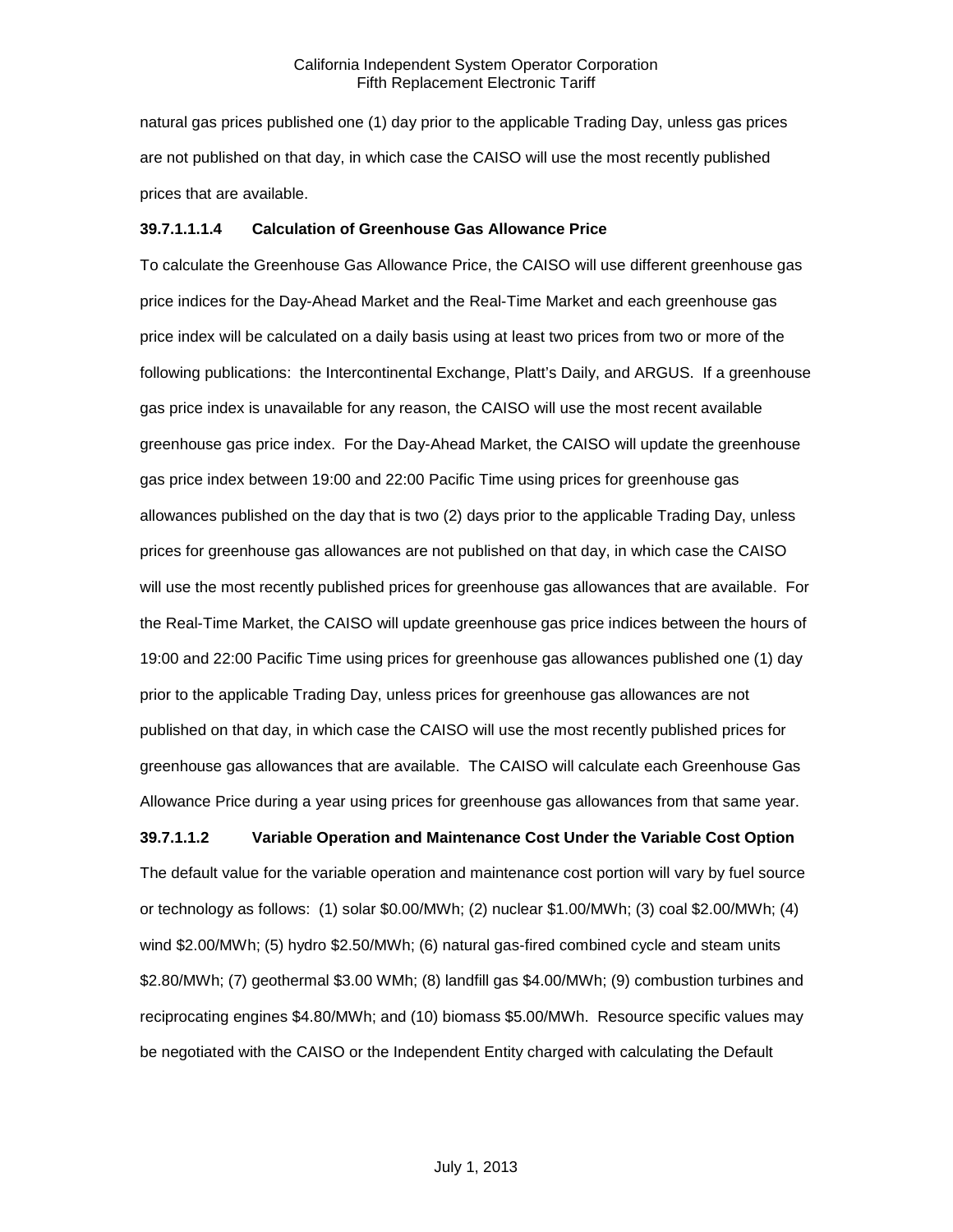natural gas prices published one (1) day prior to the applicable Trading Day, unless gas prices are not published on that day, in which case the CAISO will use the most recently published prices that are available.

**39.7.1.1.1.4 Calculation of Greenhouse Gas Allowance Price**

To calculate the Greenhouse Gas Allowance Price, the CAISO will use different greenhouse gas price indices for the Day-Ahead Market and the Real-Time Market and each greenhouse gas price index will be calculated on a daily basis using at least two prices from two or more of the following publications: the Intercontinental Exchange, Platt's Daily, and ARGUS. If a greenhouse gas price index is unavailable for any reason, the CAISO will use the most recent available greenhouse gas price index. For the Day-Ahead Market, the CAISO will update the greenhouse gas price index between 19:00 and 22:00 Pacific Time using prices for greenhouse gas allowances published on the day that is two (2) days prior to the applicable Trading Day, unless prices for greenhouse gas allowances are not published on that day, in which case the CAISO will use the most recently published prices for greenhouse gas allowances that are available. For the Real-Time Market, the CAISO will update greenhouse gas price indices between the hours of 19:00 and 22:00 Pacific Time using prices for greenhouse gas allowances published one (1) day prior to the applicable Trading Day, unless prices for greenhouse gas allowances are not published on that day, in which case the CAISO will use the most recently published prices for greenhouse gas allowances that are available. The CAISO will calculate each Greenhouse Gas Allowance Price during a year using prices for greenhouse gas allowances from that same year.

**39.7.1.1.2 Variable Operation and Maintenance Cost Under the Variable Cost Option**

The default value for the variable operation and maintenance cost portion will vary by fuel source or technology as follows: (1) solar $0.00/MWh; (2) nuclear $1.00/MWh; (3) coal $2.00/MWh; (4) wind $2.00/MWh; (5) hydro $2.50/MWh; (6) natural gas-fired combined cycle and steam units $2.80/MWh; (7) geothermal $3.00 WMh; (8) landfill gas $4.00/MWh; (9) combustion turbines and reciprocating engines $4.80/MWh; and (10) biomass $5.00/MWh. Resource specific values may be negotiated with the CAISO or the Independent Entity charged with calculating the Default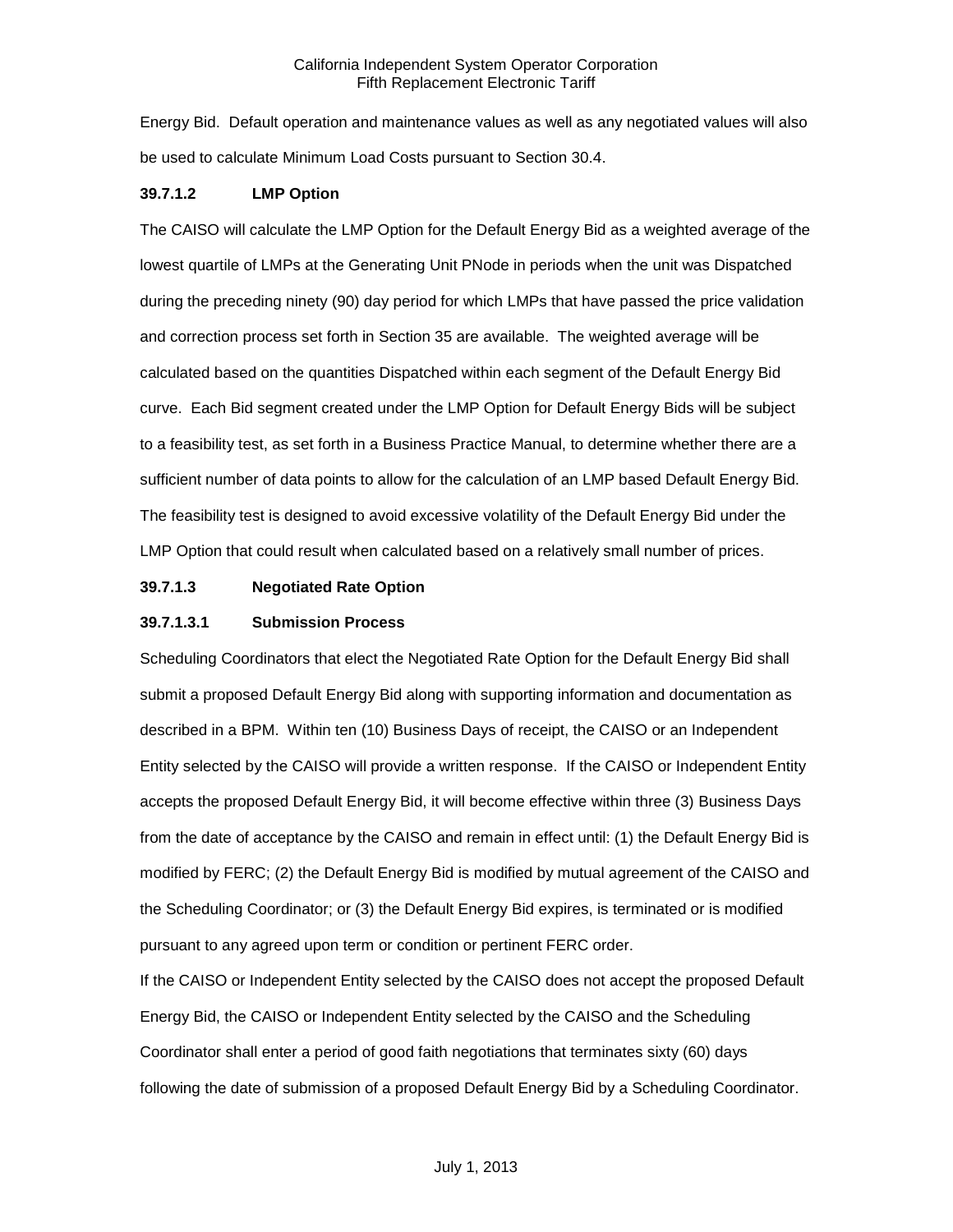Energy Bid. Default operation and maintenance values as well as any negotiated values will also be used to calculate Minimum Load Costs pursuant to Section 30.4.

**39.7.1.2 LMP Option**

The CAISO will calculate the LMP Option for the Default Energy Bid as a weighted average of the lowest quartile of LMPs at the Generating Unit PNode in periods when the unit was Dispatched during the preceding ninety (90) day period for which LMPs that have passed the price validation and correction process set forth in Section 35 are available. The weighted average will be calculated based on the quantities Dispatched within each segment of the Default Energy Bid curve. Each Bid segment created under the LMP Option for Default Energy Bids will be subject to a feasibility test, as set forth in a Business Practice Manual, to determine whether there are a sufficient number of data points to allow for the calculation of an LMP based Default Energy Bid. The feasibility test is designed to avoid excessive volatility of the Default Energy Bid under the LMP Option that could result when calculated based on a relatively small number of prices.

**39.7.1.3 Negotiated Rate Option**

**39.7.1.3.1 Submission Process**

Scheduling Coordinators that elect the Negotiated Rate Option for the Default Energy Bid shall submit a proposed Default Energy Bid along with supporting information and documentation as described in a BPM. Within ten (10) Business Days of receipt, the CAISO or an Independent Entity selected by the CAISO will provide a written response. If the CAISO or Independent Entity accepts the proposed Default Energy Bid, it will become effective within three (3) Business Days from the date of acceptance by the CAISO and remain in effect until: (1) the Default Energy Bid is modified by FERC; (2) the Default Energy Bid is modified by mutual agreement of the CAISO and the Scheduling Coordinator; or (3) the Default Energy Bid expires, is terminated or is modified pursuant to any agreed upon term or condition or pertinent FERC order.

If the CAISO or Independent Entity selected by the CAISO does not accept the proposed Default Energy Bid, the CAISO or Independent Entity selected by the CAISO and the Scheduling Coordinator shall enter a period of good faith negotiations that terminates sixty (60) days following the date of submission of a proposed Default Energy Bid by a Scheduling Coordinator.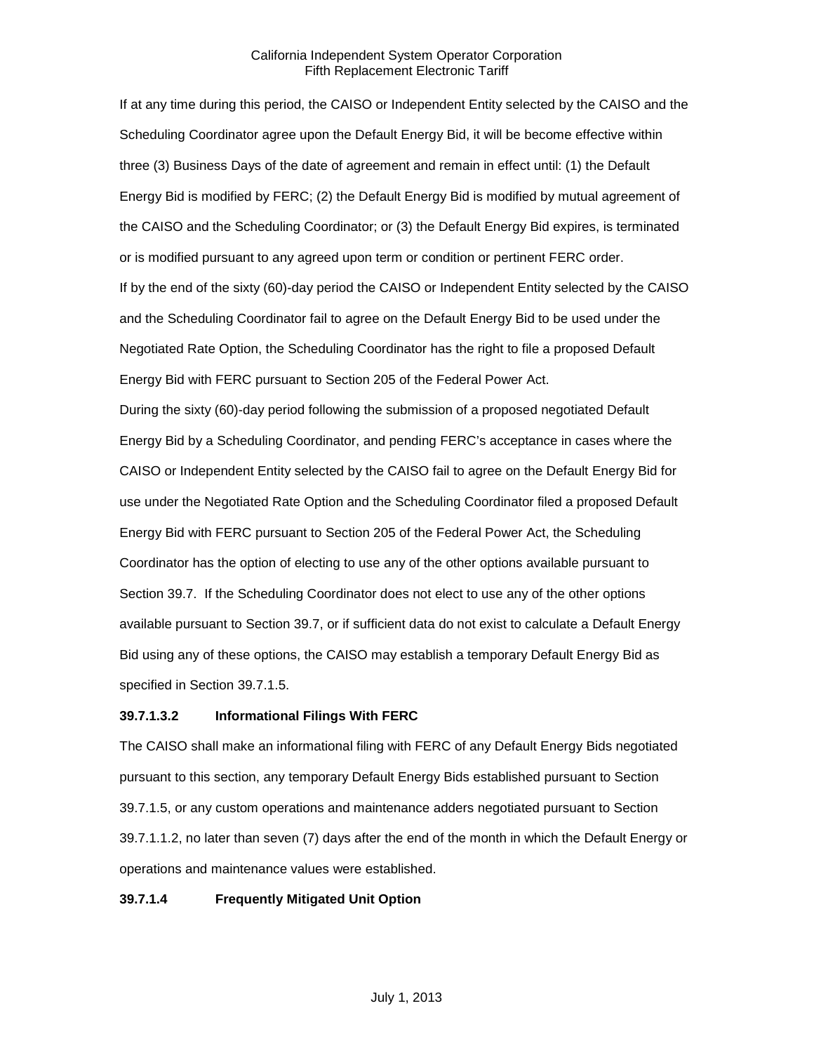If at any time during this period, the CAISO or Independent Entity selected by the CAISO and the Scheduling Coordinator agree upon the Default Energy Bid, it will be become effective within three (3) Business Days of the date of agreement and remain in effect until: (1) the Default Energy Bid is modified by FERC; (2) the Default Energy Bid is modified by mutual agreement of the CAISO and the Scheduling Coordinator; or (3) the Default Energy Bid expires, is terminated or is modified pursuant to any agreed upon term or condition or pertinent FERC order.

If by the end of the sixty (60)-day period the CAISO or Independent Entity selected by the CAISO and the Scheduling Coordinator fail to agree on the Default Energy Bid to be used under the Negotiated Rate Option, the Scheduling Coordinator has the right to file a proposed Default Energy Bid with FERC pursuant to Section 205 of the Federal Power Act.

During the sixty (60)-day period following the submission of a proposed negotiated Default Energy Bid by a Scheduling Coordinator, and pending FERC's acceptance in cases where the CAISO or Independent Entity selected by the CAISO fail to agree on the Default Energy Bid for use under the Negotiated Rate Option and the Scheduling Coordinator filed a proposed Default Energy Bid with FERC pursuant to Section 205 of the Federal Power Act, the Scheduling Coordinator has the option of electing to use any of the other options available pursuant to Section 39.7. If the Scheduling Coordinator does not elect to use any of the other options available pursuant to Section 39.7, or if sufficient data do not exist to calculate a Default Energy Bid using any of these options, the CAISO may establish a temporary Default Energy Bid as specified in Section 39.7.1.5.

**39.7.1.3.2 Informational Filings With FERC**

The CAISO shall make an informational filing with FERC of any Default Energy Bids negotiated pursuant to this section, any temporary Default Energy Bids established pursuant to Section 39.7.1.5, or any custom operations and maintenance adders negotiated pursuant to Section 39.7.1.1.2, no later than seven (7) days after the end of the month in which the Default Energy or operations and maintenance values were established.

**39.7.1.4 Frequently Mitigated Unit Option**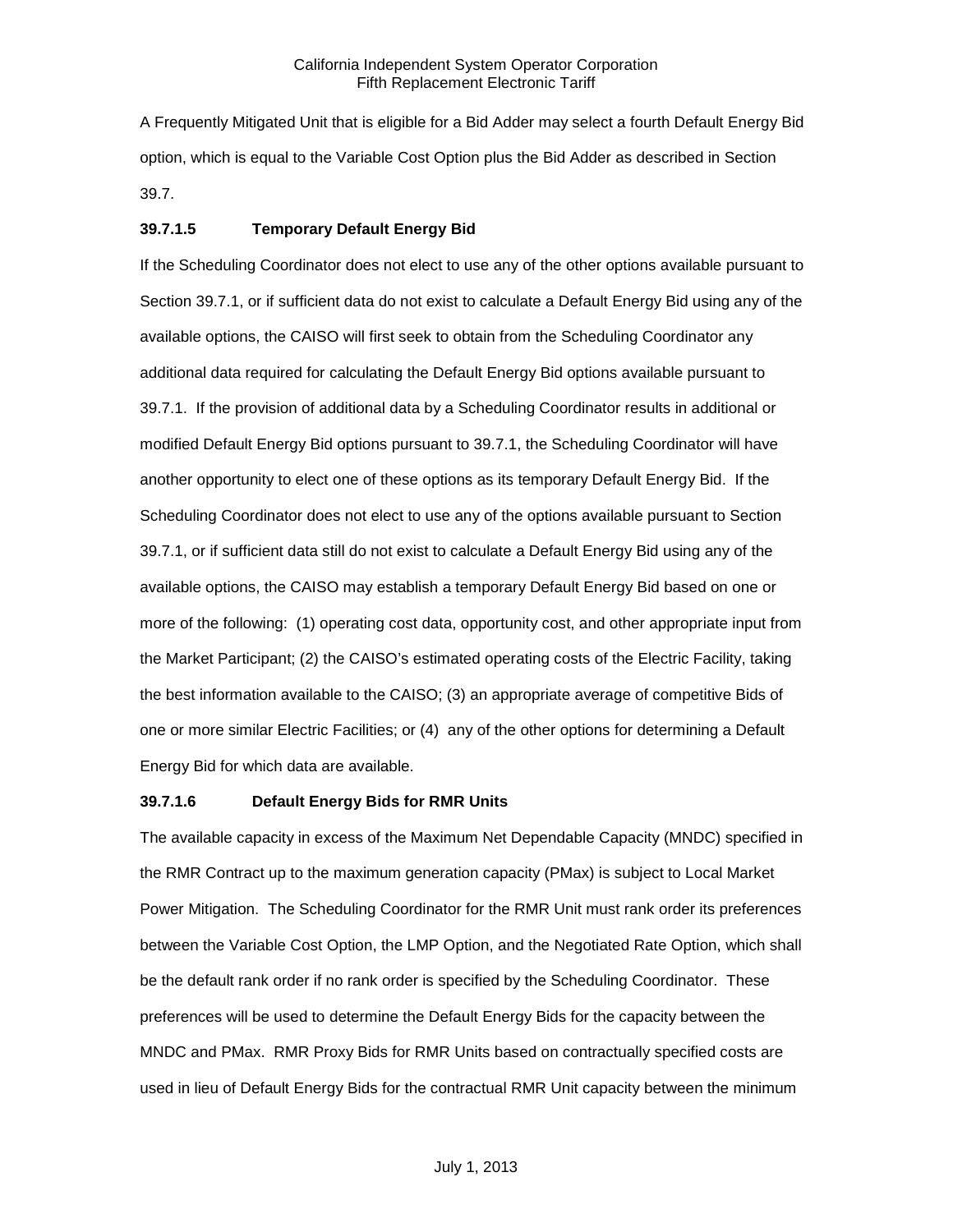A Frequently Mitigated Unit that is eligible for a Bid Adder may select a fourth Default Energy Bid option, which is equal to the Variable Cost Option plus the Bid Adder as described in Section 39.7.

**39.7.1.5 Temporary Default Energy Bid**

If the Scheduling Coordinator does not elect to use any of the other options available pursuant to Section 39.7.1, or if sufficient data do not exist to calculate a Default Energy Bid using any of the available options, the CAISO will first seek to obtain from the Scheduling Coordinator any additional data required for calculating the Default Energy Bid options available pursuant to 39.7.1. If the provision of additional data by a Scheduling Coordinator results in additional or modified Default Energy Bid options pursuant to 39.7.1, the Scheduling Coordinator will have another opportunity to elect one of these options as its temporary Default Energy Bid. If the Scheduling Coordinator does not elect to use any of the options available pursuant to Section 39.7.1, or if sufficient data still do not exist to calculate a Default Energy Bid using any of the available options, the CAISO may establish a temporary Default Energy Bid based on one or more of the following: (1) operating cost data, opportunity cost, and other appropriate input from the Market Participant; (2) the CAISO's estimated operating costs of the Electric Facility, taking the best information available to the CAISO; (3) an appropriate average of competitive Bids of one or more similar Electric Facilities; or (4) any of the other options for determining a Default Energy Bid for which data are available.

**39.7.1.6 Default Energy Bids for RMR Units**

The available capacity in excess of the Maximum Net Dependable Capacity (MNDC) specified in the RMR Contract up to the maximum generation capacity (PMax) is subject to Local Market Power Mitigation. The Scheduling Coordinator for the RMR Unit must rank order its preferences between the Variable Cost Option, the LMP Option, and the Negotiated Rate Option, which shall be the default rank order if no rank order is specified by the Scheduling Coordinator. These preferences will be used to determine the Default Energy Bids for the capacity between the MNDC and PMax. RMR Proxy Bids for RMR Units based on contractually specified costs are used in lieu of Default Energy Bids for the contractual RMR Unit capacity between the minimum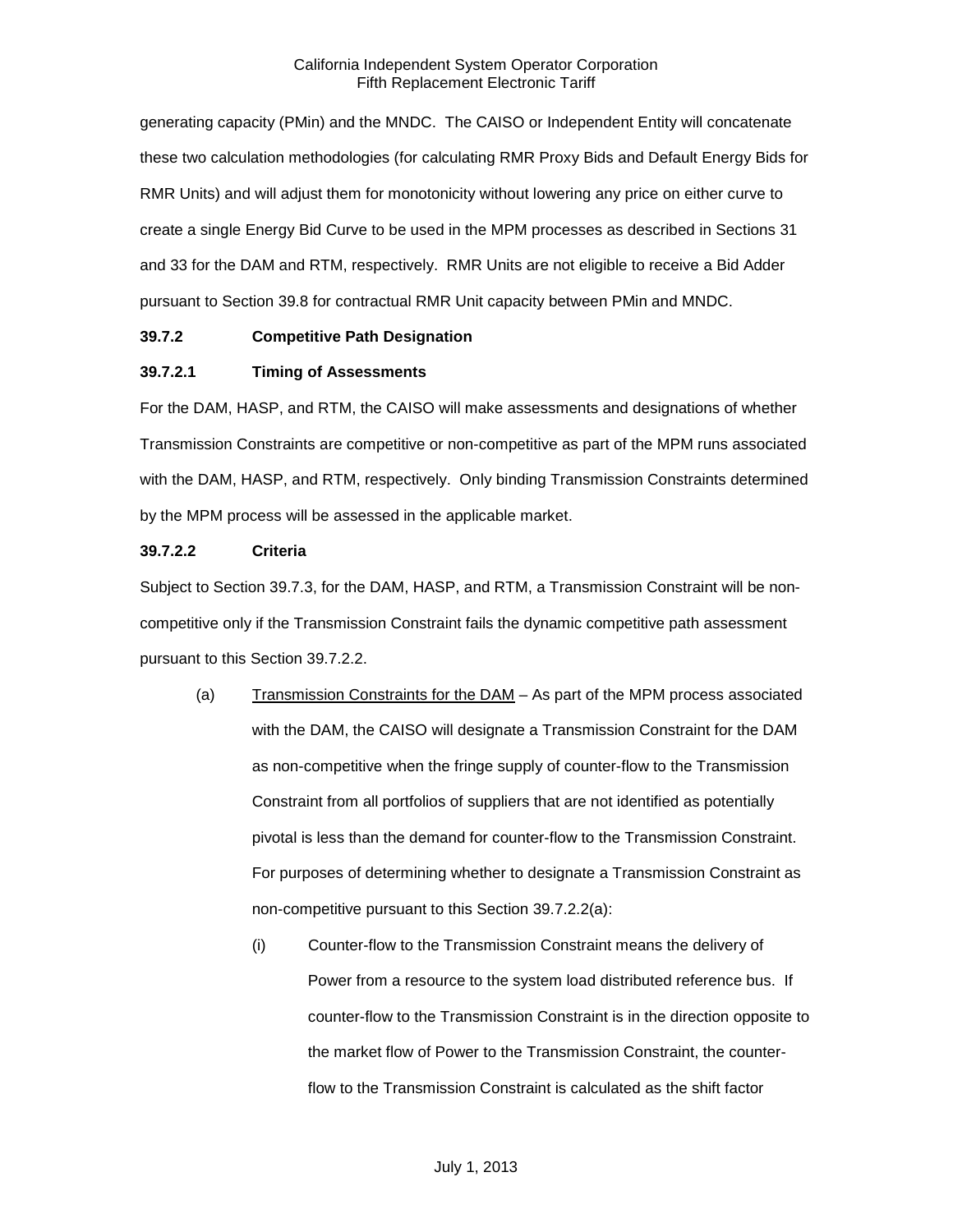generating capacity (PMin) and the MNDC. The CAISO or Independent Entity will concatenate these two calculation methodologies (for calculating RMR Proxy Bids and Default Energy Bids for RMR Units) and will adjust them for monotonicity without lowering any price on either curve to create a single Energy Bid Curve to be used in the MPM processes as described in Sections 31 and 33 for the DAM and RTM, respectively. RMR Units are not eligible to receive a Bid Adder pursuant to Section 39.8 for contractual RMR Unit capacity between PMin and MNDC.

**39.7.2 Competitive Path Designation**

**39.7.2.1 Timing of Assessments**

For the DAM, HASP, and RTM, the CAISO will make assessments and designations of whether Transmission Constraints are competitive or non-competitive as part of the MPM runs associated with the DAM, HASP, and RTM, respectively. Only binding Transmission Constraints determined by the MPM process will be assessed in the applicable market.

**39.7.2.2 Criteria**

Subject to Section 39.7.3, for the DAM, HASP, and RTM, a Transmission Constraint will be non-competitive only if the Transmission Constraint fails the dynamic competitive path assessment pursuant to this Section 39.7.2.2.

(a) Transmission Constraints for the DAM – As part of the MPM process associated with the DAM, the CAISO will designate a Transmission Constraint for the DAM as non-competitive when the fringe supply of counter-flow to the Transmission Constraint from all portfolios of suppliers that are not identified as potentially pivotal is less than the demand for counter-flow to the Transmission Constraint. For purposes of determining whether to designate a Transmission Constraint as non-competitive pursuant to this Section 39.7.2.2(a):

(i) Counter-flow to the Transmission Constraint means the delivery of Power from a resource to the system load distributed reference bus. If counter-flow to the Transmission Constraint is in the direction opposite to the market flow of Power to the Transmission Constraint, the counter-flow to the Transmission Constraint is calculated as the shift factor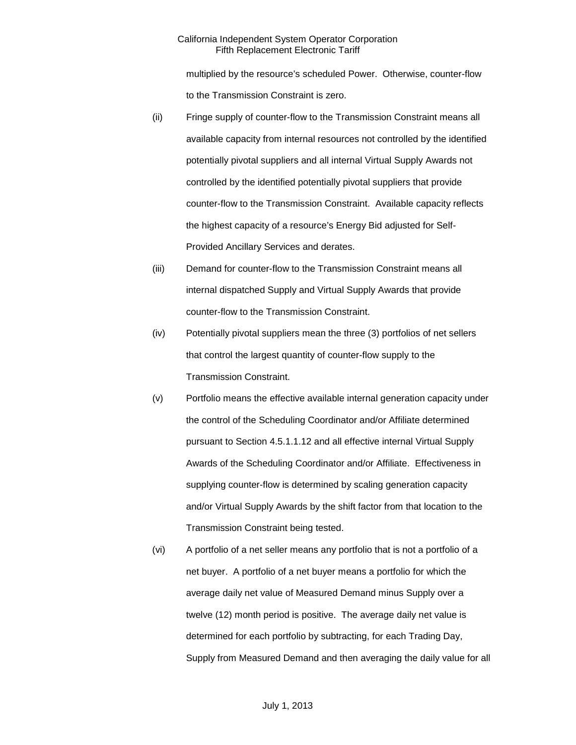multiplied by the resource's scheduled Power. Otherwise, counter-flow to the Transmission Constraint is zero.

(ii) Fringe supply of counter-flow to the Transmission Constraint means all available capacity from internal resources not controlled by the identified potentially pivotal suppliers and all internal Virtual Supply Awards not controlled by the identified potentially pivotal suppliers that provide counter-flow to the Transmission Constraint. Available capacity reflects the highest capacity of a resource's Energy Bid adjusted for Self-Provided Ancillary Services and derates.

(iii) Demand for counter-flow to the Transmission Constraint means all internal dispatched Supply and Virtual Supply Awards that provide counter-flow to the Transmission Constraint.

(iv) Potentially pivotal suppliers mean the three (3) portfolios of net sellers that control the largest quantity of counter-flow supply to the Transmission Constraint.

(v) Portfolio means the effective available internal generation capacity under the control of the Scheduling Coordinator and/or Affiliate determined pursuant to Section 4.5.1.1.12 and all effective internal Virtual Supply Awards of the Scheduling Coordinator and/or Affiliate. Effectiveness in supplying counter-flow is determined by scaling generation capacity and/or Virtual Supply Awards by the shift factor from that location to the Transmission Constraint being tested.

(vi) A portfolio of a net seller means any portfolio that is not a portfolio of a net buyer. A portfolio of a net buyer means a portfolio for which the average daily net value of Measured Demand minus Supply over a twelve (12) month period is positive. The average daily net value is determined for each portfolio by subtracting, for each Trading Day, Supply from Measured Demand and then averaging the daily value for all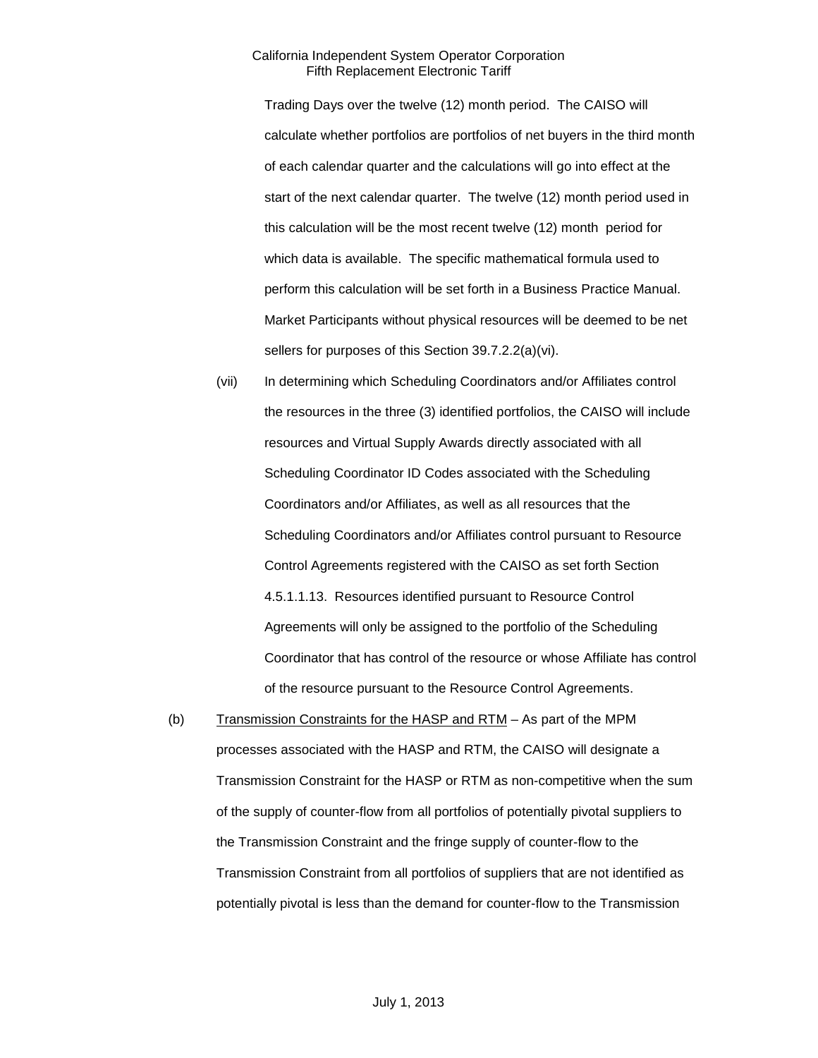Trading Days over the twelve (12) month period. The CAISO will calculate whether portfolios are portfolios of net buyers in the third month of each calendar quarter and the calculations will go into effect at the start of the next calendar quarter. The twelve (12) month period used in this calculation will be the most recent twelve (12) month period for which data is available. The specific mathematical formula used to perform this calculation will be set forth in a Business Practice Manual. Market Participants without physical resources will be deemed to be net sellers for purposes of this Section 39.7.2.2(a)(vi).

(vii) In determining which Scheduling Coordinators and/or Affiliates control the resources in the three (3) identified portfolios, the CAISO will include resources and Virtual Supply Awards directly associated with all Scheduling Coordinator ID Codes associated with the Scheduling Coordinators and/or Affiliates, as well as all resources that the Scheduling Coordinators and/or Affiliates control pursuant to Resource Control Agreements registered with the CAISO as set forth Section 4.5.1.1.13. Resources identified pursuant to Resource Control Agreements will only be assigned to the portfolio of the Scheduling Coordinator that has control of the resource or whose Affiliate has control of the resource pursuant to the Resource Control Agreements.

(b) Transmission Constraints for the HASP and RTM – As part of the MPM processes associated with the HASP and RTM, the CAISO will designate a Transmission Constraint for the HASP or RTM as non-competitive when the sum of the supply of counter-flow from all portfolios of potentially pivotal suppliers to the Transmission Constraint and the fringe supply of counter-flow to the Transmission Constraint from all portfolios of suppliers that are not identified as potentially pivotal is less than the demand for counter-flow to the Transmission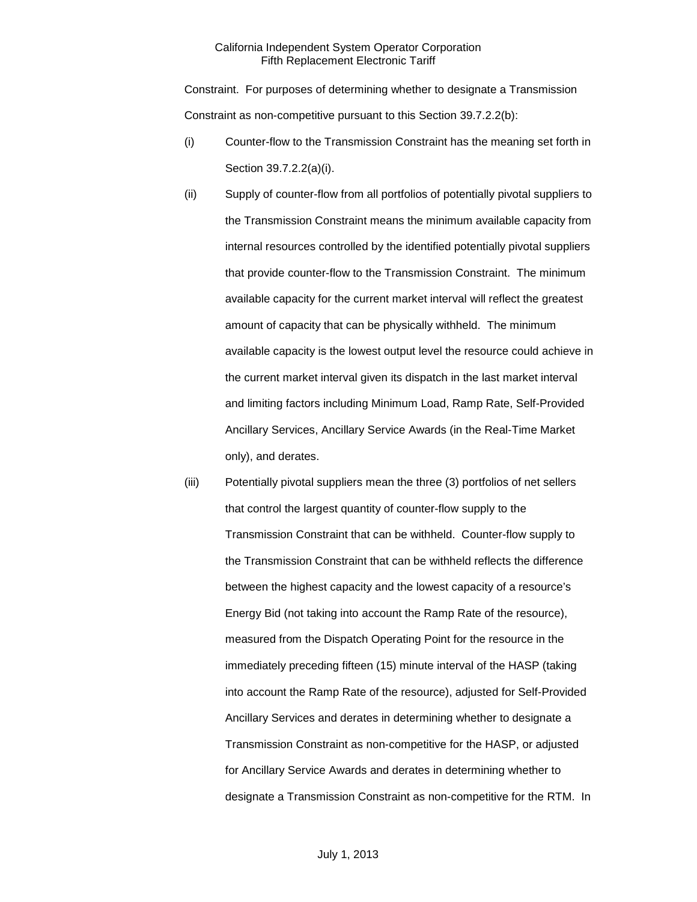Constraint. For purposes of determining whether to designate a Transmission Constraint as non-competitive pursuant to this Section 39.7.2.2(b):

(i) Counter-flow to the Transmission Constraint has the meaning set forth in Section 39.7.2.2(a)(i).

(ii) Supply of counter-flow from all portfolios of potentially pivotal suppliers to the Transmission Constraint means the minimum available capacity from internal resources controlled by the identified potentially pivotal suppliers that provide counter-flow to the Transmission Constraint. The minimum available capacity for the current market interval will reflect the greatest amount of capacity that can be physically withheld. The minimum available capacity is the lowest output level the resource could achieve in the current market interval given its dispatch in the last market interval and limiting factors including Minimum Load, Ramp Rate, Self-Provided Ancillary Services, Ancillary Service Awards (in the Real-Time Market only), and derates.

(iii) Potentially pivotal suppliers mean the three (3) portfolios of net sellers that control the largest quantity of counter-flow supply to the Transmission Constraint that can be withheld. Counter-flow supply to the Transmission Constraint that can be withheld reflects the difference between the highest capacity and the lowest capacity of a resource's Energy Bid (not taking into account the Ramp Rate of the resource), measured from the Dispatch Operating Point for the resource in the immediately preceding fifteen (15) minute interval of the HASP (taking into account the Ramp Rate of the resource), adjusted for Self-Provided Ancillary Services and derates in determining whether to designate a Transmission Constraint as non-competitive for the HASP, or adjusted for Ancillary Service Awards and derates in determining whether to designate a Transmission Constraint as non-competitive for the RTM. In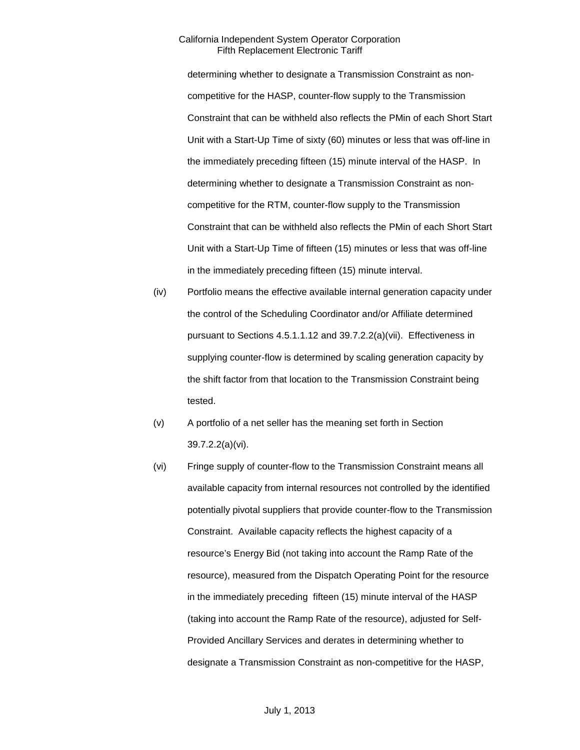determining whether to designate a Transmission Constraint as non-competitive for the HASP, counter-flow supply to the Transmission Constraint that can be withheld also reflects the PMin of each Short Start Unit with a Start-Up Time of sixty (60) minutes or less that was off-line in the immediately preceding fifteen (15) minute interval of the HASP. In determining whether to designate a Transmission Constraint as non-competitive for the RTM, counter-flow supply to the Transmission Constraint that can be withheld also reflects the PMin of each Short Start Unit with a Start-Up Time of fifteen (15) minutes or less that was off-line in the immediately preceding fifteen (15) minute interval.

(iv) Portfolio means the effective available internal generation capacity under the control of the Scheduling Coordinator and/or Affiliate determined pursuant to Sections 4.5.1.1.12 and 39.7.2.2(a)(vii). Effectiveness in supplying counter-flow is determined by scaling generation capacity by the shift factor from that location to the Transmission Constraint being tested.

(v) A portfolio of a net seller has the meaning set forth in Section 39.7.2.2(a)(vi).

(vi) Fringe supply of counter-flow to the Transmission Constraint means all available capacity from internal resources not controlled by the identified potentially pivotal suppliers that provide counter-flow to the Transmission Constraint. Available capacity reflects the highest capacity of a resource's Energy Bid (not taking into account the Ramp Rate of the resource), measured from the Dispatch Operating Point for the resource in the immediately preceding fifteen (15) minute interval of the HASP (taking into account the Ramp Rate of the resource), adjusted for Self-Provided Ancillary Services and derates in determining whether to designate a Transmission Constraint as non-competitive for the HASP,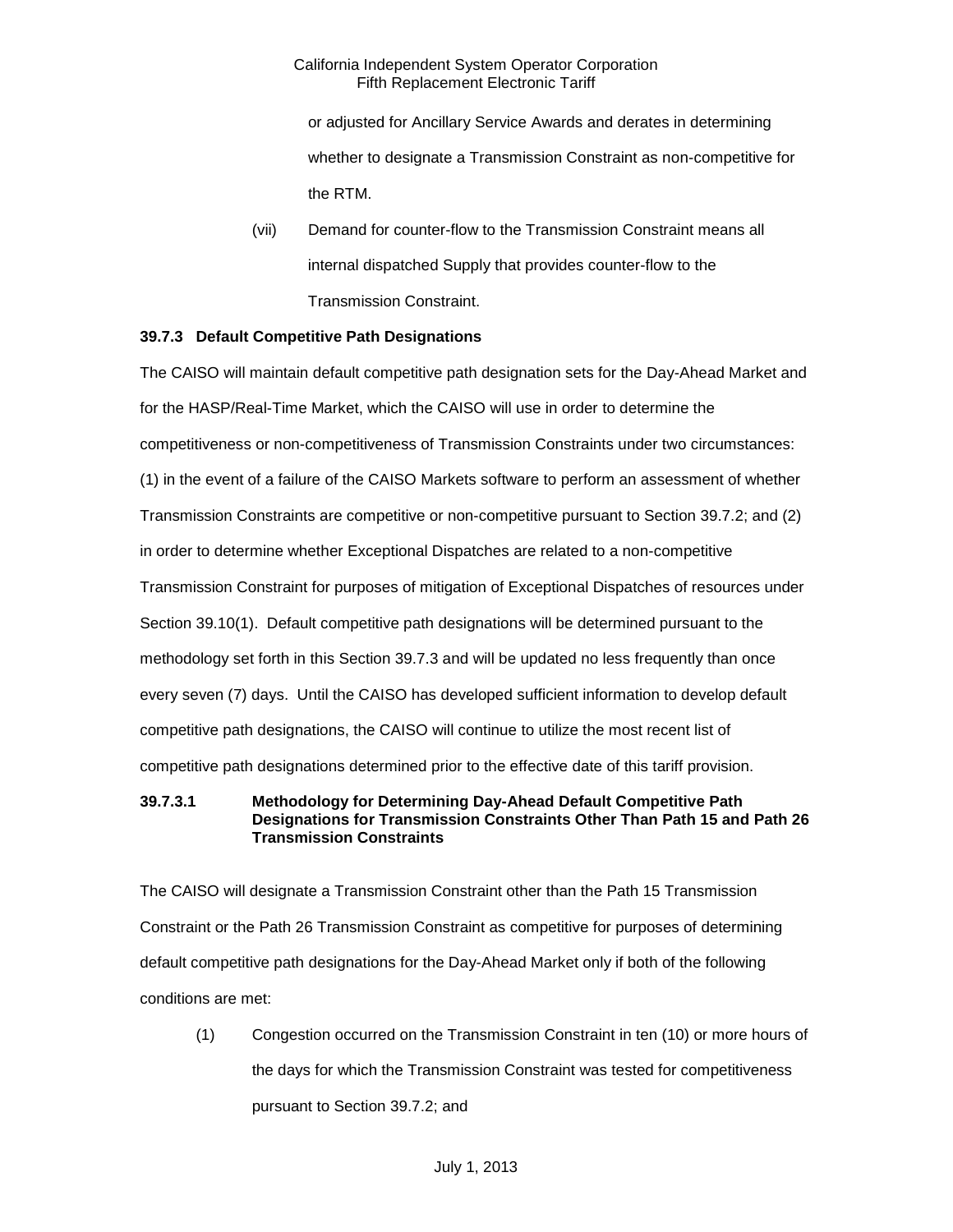or adjusted for Ancillary Service Awards and derates in determining whether to designate a Transmission Constraint as non-competitive for the RTM.

(vii) Demand for counter-flow to the Transmission Constraint means all internal dispatched Supply that provides counter-flow to the Transmission Constraint.

### 39.7.3 Default Competitive Path Designations

The CAISO will maintain default competitive path designation sets for the Day-Ahead Market and for the HASP/Real-Time Market, which the CAISO will use in order to determine the competitiveness or non-competitiveness of Transmission Constraints under two circumstances: (1) in the event of a failure of the CAISO Markets software to perform an assessment of whether Transmission Constraints are competitive or non-competitive pursuant to Section 39.7.2; and (2) in order to determine whether Exceptional Dispatches are related to a non-competitive Transmission Constraint for purposes of mitigation of Exceptional Dispatches of resources under Section 39.10(1). Default competitive path designations will be determined pursuant to the methodology set forth in this Section 39.7.3 and will be updated no less frequently than once every seven (7) days. Until the CAISO has developed sufficient information to develop default competitive path designations, the CAISO will continue to utilize the most recent list of competitive path designations determined prior to the effective date of this tariff provision.

#### 39.7.3.1 Methodology for Determining Day-Ahead Default Competitive Path Designations for Transmission Constraints Other Than Path 15 and Path 26 Transmission Constraints

The CAISO will designate a Transmission Constraint other than the Path 15 Transmission Constraint or the Path 26 Transmission Constraint as competitive for purposes of determining default competitive path designations for the Day-Ahead Market only if both of the following conditions are met:

(1) Congestion occurred on the Transmission Constraint in ten (10) or more hours of the days for which the Transmission Constraint was tested for competitiveness pursuant to Section 39.7.2; and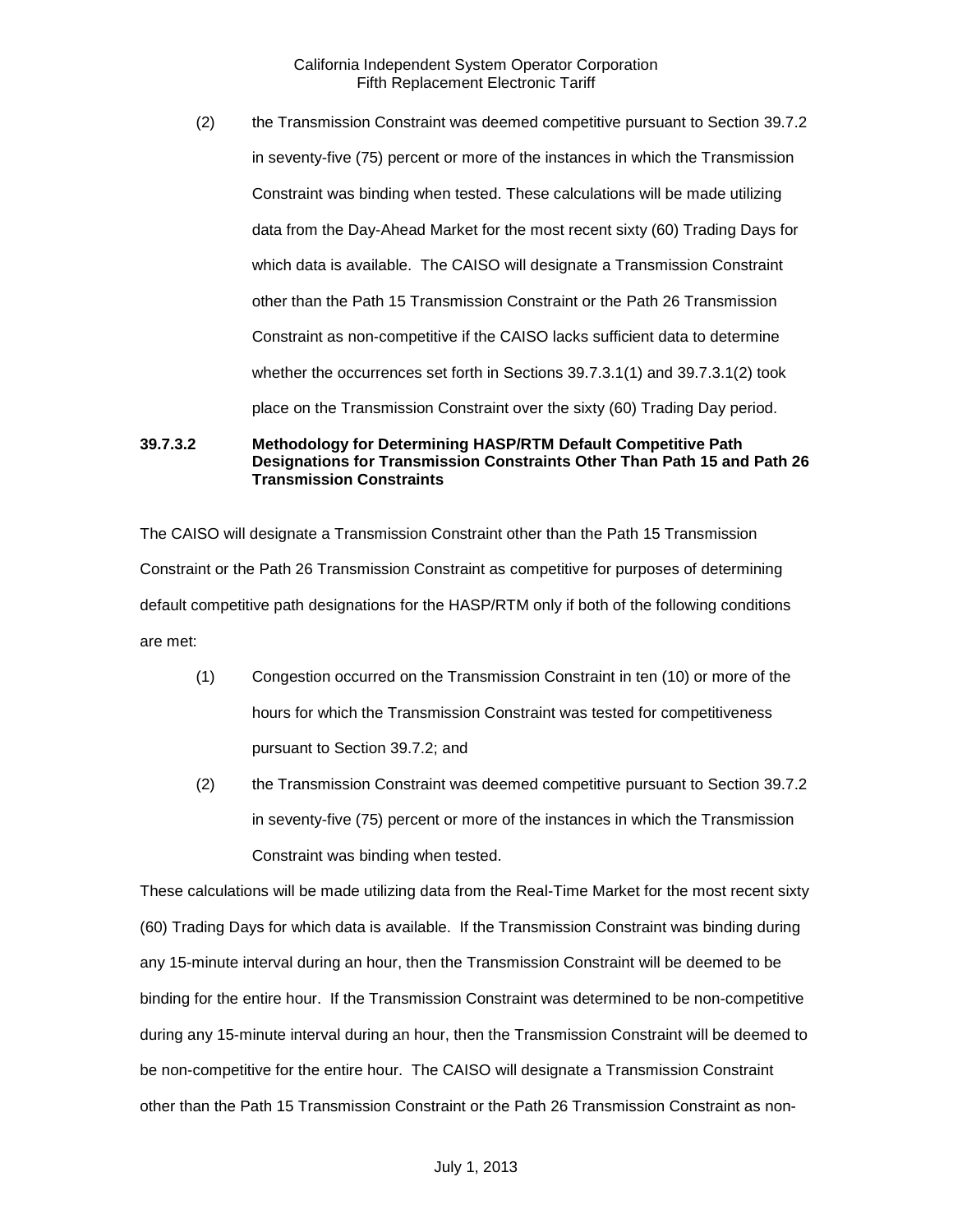(2) the Transmission Constraint was deemed competitive pursuant to Section 39.7.2 in seventy-five (75) percent or more of the instances in which the Transmission Constraint was binding when tested. These calculations will be made utilizing data from the Day-Ahead Market for the most recent sixty (60) Trading Days for which data is available. The CAISO will designate a Transmission Constraint other than the Path 15 Transmission Constraint or the Path 26 Transmission Constraint as non-competitive if the CAISO lacks sufficient data to determine whether the occurrences set forth in Sections 39.7.3.1(1) and 39.7.3.1(2) took place on the Transmission Constraint over the sixty (60) Trading Day period.

**39.7.3.2 Methodology for Determining HASP/RTM Default Competitive Path Designations for Transmission Constraints Other Than Path 15 and Path 26 Transmission Constraints**

The CAISO will designate a Transmission Constraint other than the Path 15 Transmission Constraint or the Path 26 Transmission Constraint as competitive for purposes of determining default competitive path designations for the HASP/RTM only if both of the following conditions are met:

(1) Congestion occurred on the Transmission Constraint in ten (10) or more of the hours for which the Transmission Constraint was tested for competitiveness pursuant to Section 39.7.2; and

(2) the Transmission Constraint was deemed competitive pursuant to Section 39.7.2 in seventy-five (75) percent or more of the instances in which the Transmission Constraint was binding when tested.

These calculations will be made utilizing data from the Real-Time Market for the most recent sixty (60) Trading Days for which data is available. If the Transmission Constraint was binding during any 15-minute interval during an hour, then the Transmission Constraint will be deemed to be binding for the entire hour. If the Transmission Constraint was determined to be non-competitive during any 15-minute interval during an hour, then the Transmission Constraint will be deemed to be non-competitive for the entire hour. The CAISO will designate a Transmission Constraint other than the Path 15 Transmission Constraint or the Path 26 Transmission Constraint as non-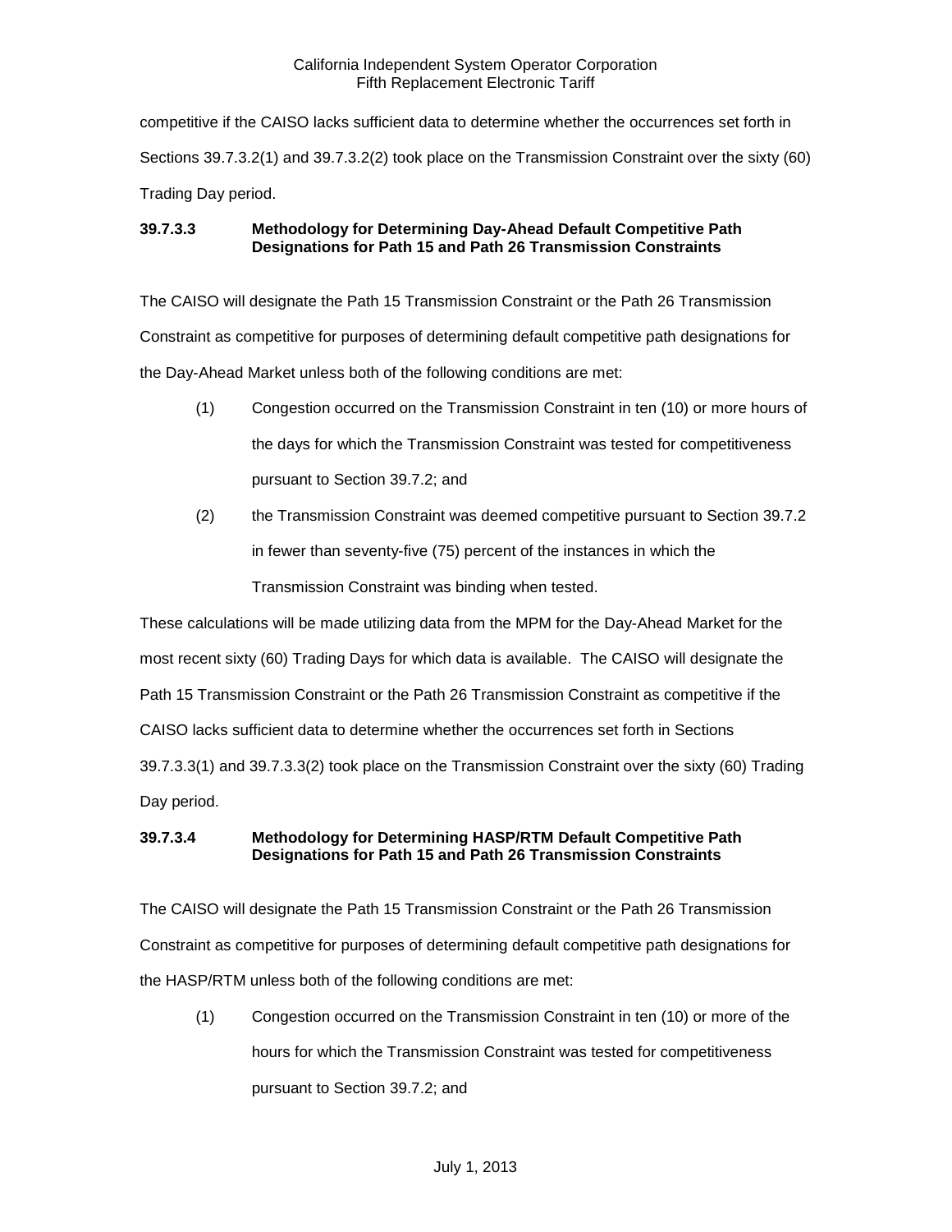competitive if the CAISO lacks sufficient data to determine whether the occurrences set forth in Sections 39.7.3.2(1) and 39.7.3.2(2) took place on the Transmission Constraint over the sixty (60) Trading Day period.

**39.7.3.3 Methodology for Determining Day-Ahead Default Competitive Path Designations for Path 15 and Path 26 Transmission Constraints**

The CAISO will designate the Path 15 Transmission Constraint or the Path 26 Transmission Constraint as competitive for purposes of determining default competitive path designations for the Day-Ahead Market unless both of the following conditions are met:

(1) Congestion occurred on the Transmission Constraint in ten (10) or more hours of the days for which the Transmission Constraint was tested for competitiveness pursuant to Section 39.7.2; and

(2) the Transmission Constraint was deemed competitive pursuant to Section 39.7.2 in fewer than seventy-five (75) percent of the instances in which the Transmission Constraint was binding when tested.

These calculations will be made utilizing data from the MPM for the Day-Ahead Market for the most recent sixty (60) Trading Days for which data is available. The CAISO will designate the Path 15 Transmission Constraint or the Path 26 Transmission Constraint as competitive if the CAISO lacks sufficient data to determine whether the occurrences set forth in Sections 39.7.3.3(1) and 39.7.3.3(2) took place on the Transmission Constraint over the sixty (60) Trading Day period.

**39.7.3.4 Methodology for Determining HASP/RTM Default Competitive Path Designations for Path 15 and Path 26 Transmission Constraints**

The CAISO will designate the Path 15 Transmission Constraint or the Path 26 Transmission Constraint as competitive for purposes of determining default competitive path designations for the HASP/RTM unless both of the following conditions are met:

(1) Congestion occurred on the Transmission Constraint in ten (10) or more of the hours for which the Transmission Constraint was tested for competitiveness pursuant to Section 39.7.2; and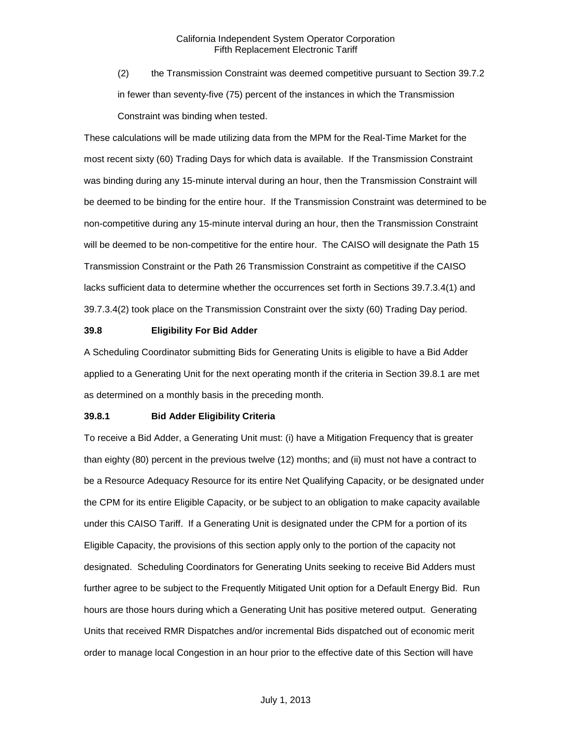(2) the Transmission Constraint was deemed competitive pursuant to Section 39.7.2 in fewer than seventy-five (75) percent of the instances in which the Transmission Constraint was binding when tested.

These calculations will be made utilizing data from the MPM for the Real-Time Market for the most recent sixty (60) Trading Days for which data is available. If the Transmission Constraint was binding during any 15-minute interval during an hour, then the Transmission Constraint will be deemed to be binding for the entire hour. If the Transmission Constraint was determined to be non-competitive during any 15-minute interval during an hour, then the Transmission Constraint will be deemed to be non-competitive for the entire hour. The CAISO will designate the Path 15 Transmission Constraint or the Path 26 Transmission Constraint as competitive if the CAISO lacks sufficient data to determine whether the occurrences set forth in Sections 39.7.3.4(1) and 39.7.3.4(2) took place on the Transmission Constraint over the sixty (60) Trading Day period.

### 39.8 Eligibility For Bid Adder

A Scheduling Coordinator submitting Bids for Generating Units is eligible to have a Bid Adder applied to a Generating Unit for the next operating month if the criteria in Section 39.8.1 are met as determined on a monthly basis in the preceding month.

### 39.8.1 Bid Adder Eligibility Criteria

To receive a Bid Adder, a Generating Unit must: (i) have a Mitigation Frequency that is greater than eighty (80) percent in the previous twelve (12) months; and (ii) must not have a contract to be a Resource Adequacy Resource for its entire Net Qualifying Capacity, or be designated under the CPM for its entire Eligible Capacity, or be subject to an obligation to make capacity available under this CAISO Tariff. If a Generating Unit is designated under the CPM for a portion of its Eligible Capacity, the provisions of this section apply only to the portion of the capacity not designated. Scheduling Coordinators for Generating Units seeking to receive Bid Adders must further agree to be subject to the Frequently Mitigated Unit option for a Default Energy Bid. Run hours are those hours during which a Generating Unit has positive metered output. Generating Units that received RMR Dispatches and/or incremental Bids dispatched out of economic merit order to manage local Congestion in an hour prior to the effective date of this Section will have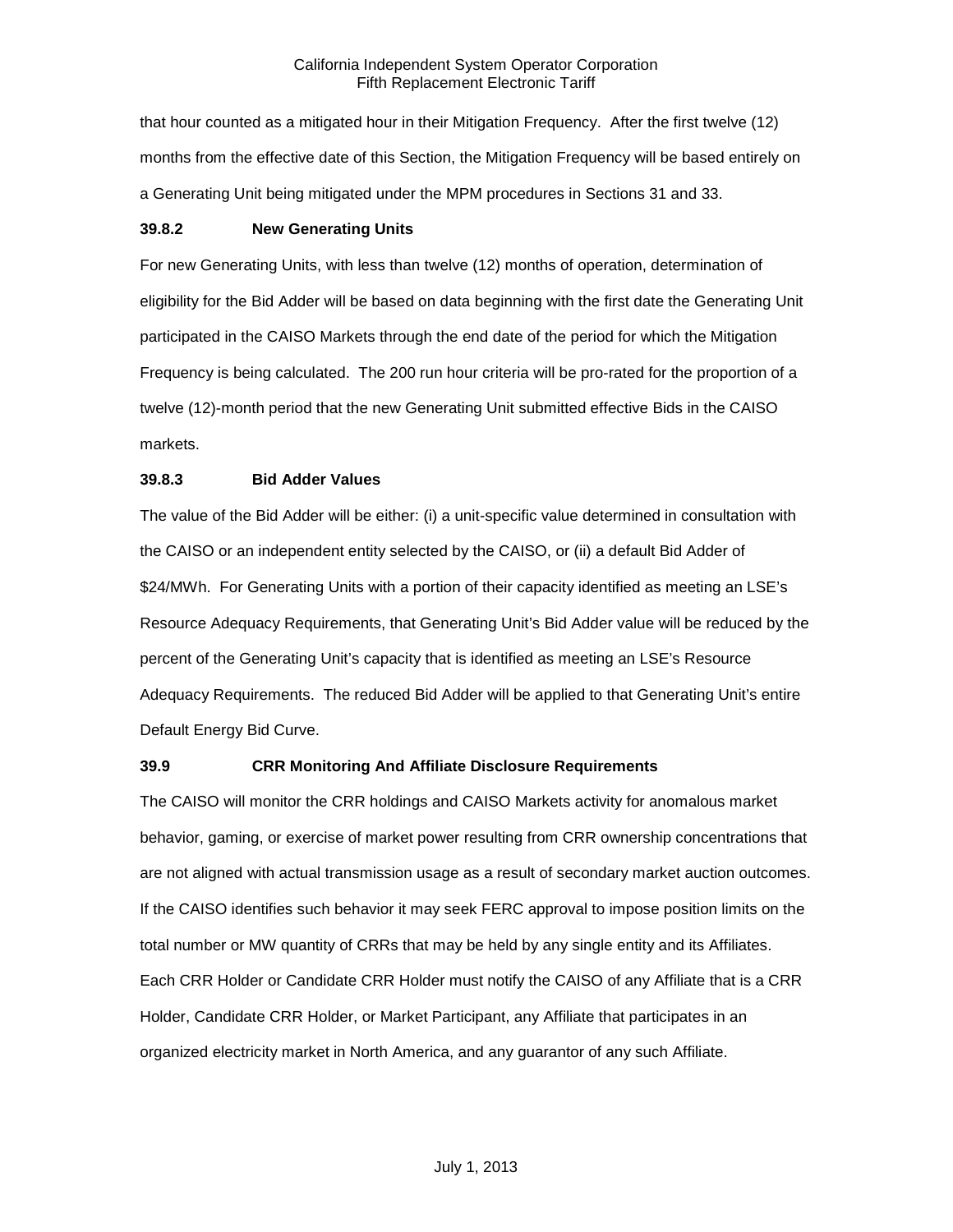that hour counted as a mitigated hour in their Mitigation Frequency. After the first twelve (12) months from the effective date of this Section, the Mitigation Frequency will be based entirely on a Generating Unit being mitigated under the MPM procedures in Sections 31 and 33.

### 39.8.2 New Generating Units

For new Generating Units, with less than twelve (12) months of operation, determination of eligibility for the Bid Adder will be based on data beginning with the first date the Generating Unit participated in the CAISO Markets through the end date of the period for which the Mitigation Frequency is being calculated. The 200 run hour criteria will be pro-rated for the proportion of a twelve (12)-month period that the new Generating Unit submitted effective Bids in the CAISO markets.

### 39.8.3 Bid Adder Values

The value of the Bid Adder will be either: (i) a unit-specific value determined in consultation with the CAISO or an independent entity selected by the CAISO, or (ii) a default Bid Adder of $24/MWh. For Generating Units with a portion of their capacity identified as meeting an LSE's Resource Adequacy Requirements, that Generating Unit's Bid Adder value will be reduced by the percent of the Generating Unit's capacity that is identified as meeting an LSE's Resource Adequacy Requirements. The reduced Bid Adder will be applied to that Generating Unit's entire Default Energy Bid Curve.

## 39.9 CRR Monitoring And Affiliate Disclosure Requirements

The CAISO will monitor the CRR holdings and CAISO Markets activity for anomalous market behavior, gaming, or exercise of market power resulting from CRR ownership concentrations that are not aligned with actual transmission usage as a result of secondary market auction outcomes. If the CAISO identifies such behavior it may seek FERC approval to impose position limits on the total number or MW quantity of CRRs that may be held by any single entity and its Affiliates. Each CRR Holder or Candidate CRR Holder must notify the CAISO of any Affiliate that is a CRR Holder, Candidate CRR Holder, or Market Participant, any Affiliate that participates in an organized electricity market in North America, and any guarantor of any such Affiliate.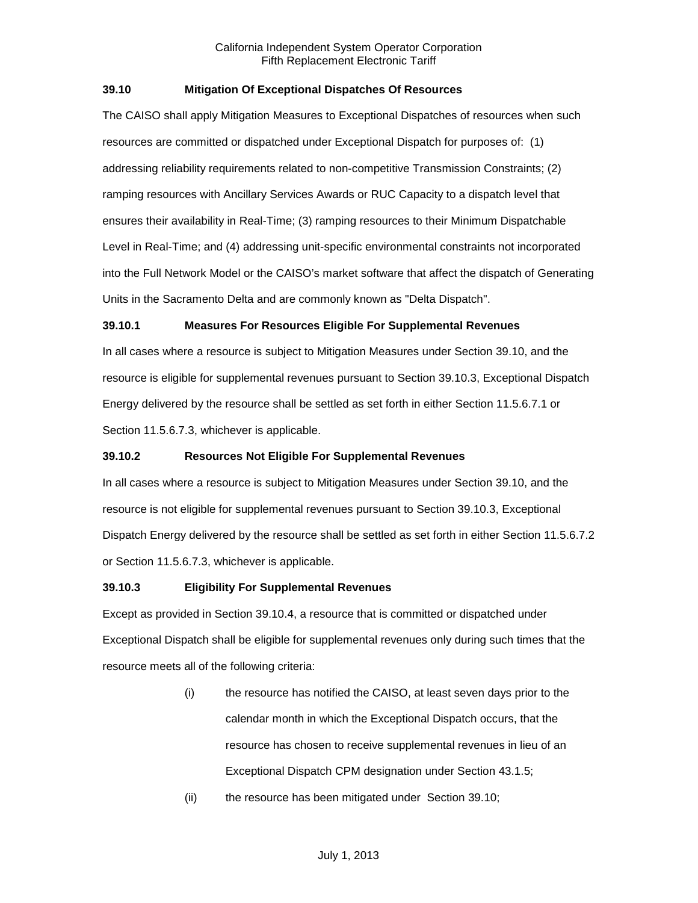### 39.10 Mitigation Of Exceptional Dispatches Of Resources

The CAISO shall apply Mitigation Measures to Exceptional Dispatches of resources when such resources are committed or dispatched under Exceptional Dispatch for purposes of: (1) addressing reliability requirements related to non-competitive Transmission Constraints; (2) ramping resources with Ancillary Services Awards or RUC Capacity to a dispatch level that ensures their availability in Real-Time; (3) ramping resources to their Minimum Dispatchable Level in Real-Time; and (4) addressing unit-specific environmental constraints not incorporated into the Full Network Model or the CAISO's market software that affect the dispatch of Generating Units in the Sacramento Delta and are commonly known as "Delta Dispatch".

### 39.10.1 Measures For Resources Eligible For Supplemental Revenues

In all cases where a resource is subject to Mitigation Measures under Section 39.10, and the resource is eligible for supplemental revenues pursuant to Section 39.10.3, Exceptional Dispatch Energy delivered by the resource shall be settled as set forth in either Section 11.5.6.7.1 or Section 11.5.6.7.3, whichever is applicable.

### 39.10.2 Resources Not Eligible For Supplemental Revenues

In all cases where a resource is subject to Mitigation Measures under Section 39.10, and the resource is not eligible for supplemental revenues pursuant to Section 39.10.3, Exceptional Dispatch Energy delivered by the resource shall be settled as set forth in either Section 11.5.6.7.2 or Section 11.5.6.7.3, whichever is applicable.

### 39.10.3 Eligibility For Supplemental Revenues

Except as provided in Section 39.10.4, a resource that is committed or dispatched under Exceptional Dispatch shall be eligible for supplemental revenues only during such times that the resource meets all of the following criteria:

(i) the resource has notified the CAISO, at least seven days prior to the calendar month in which the Exceptional Dispatch occurs, that the resource has chosen to receive supplemental revenues in lieu of an Exceptional Dispatch CPM designation under Section 43.1.5;

(ii) the resource has been mitigated under Section 39.10;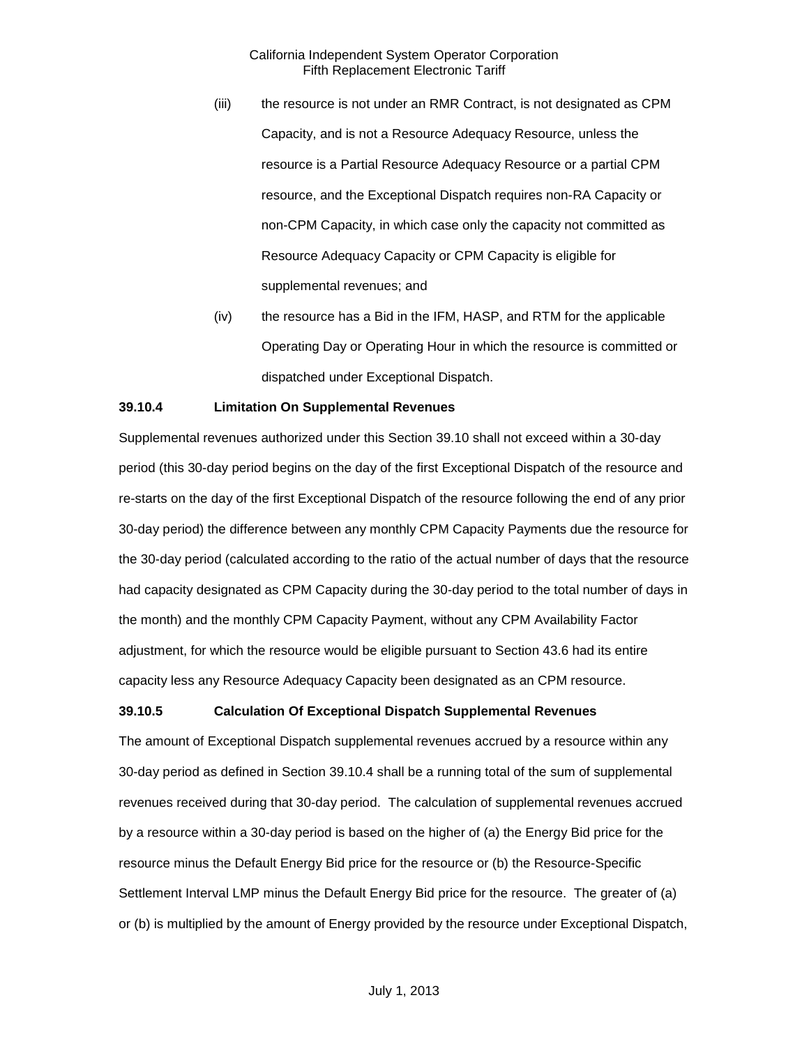(iii) the resource is not under an RMR Contract, is not designated as CPM Capacity, and is not a Resource Adequacy Resource, unless the resource is a Partial Resource Adequacy Resource or a partial CPM resource, and the Exceptional Dispatch requires non-RA Capacity or non-CPM Capacity, in which case only the capacity not committed as Resource Adequacy Capacity or CPM Capacity is eligible for supplemental revenues; and

(iv) the resource has a Bid in the IFM, HASP, and RTM for the applicable Operating Day or Operating Hour in which the resource is committed or dispatched under Exceptional Dispatch.

**39.10.4 Limitation On Supplemental Revenues**

Supplemental revenues authorized under this Section 39.10 shall not exceed within a 30-day period (this 30-day period begins on the day of the first Exceptional Dispatch of the resource and re-starts on the day of the first Exceptional Dispatch of the resource following the end of any prior 30-day period) the difference between any monthly CPM Capacity Payments due the resource for the 30-day period (calculated according to the ratio of the actual number of days that the resource had capacity designated as CPM Capacity during the 30-day period to the total number of days in the month) and the monthly CPM Capacity Payment, without any CPM Availability Factor adjustment, for which the resource would be eligible pursuant to Section 43.6 had its entire capacity less any Resource Adequacy Capacity been designated as an CPM resource.

**39.10.5 Calculation Of Exceptional Dispatch Supplemental Revenues**

The amount of Exceptional Dispatch supplemental revenues accrued by a resource within any 30-day period as defined in Section 39.10.4 shall be a running total of the sum of supplemental revenues received during that 30-day period. The calculation of supplemental revenues accrued by a resource within a 30-day period is based on the higher of (a) the Energy Bid price for the resource minus the Default Energy Bid price for the resource or (b) the Resource-Specific Settlement Interval LMP minus the Default Energy Bid price for the resource. The greater of (a) or (b) is multiplied by the amount of Energy provided by the resource under Exceptional Dispatch,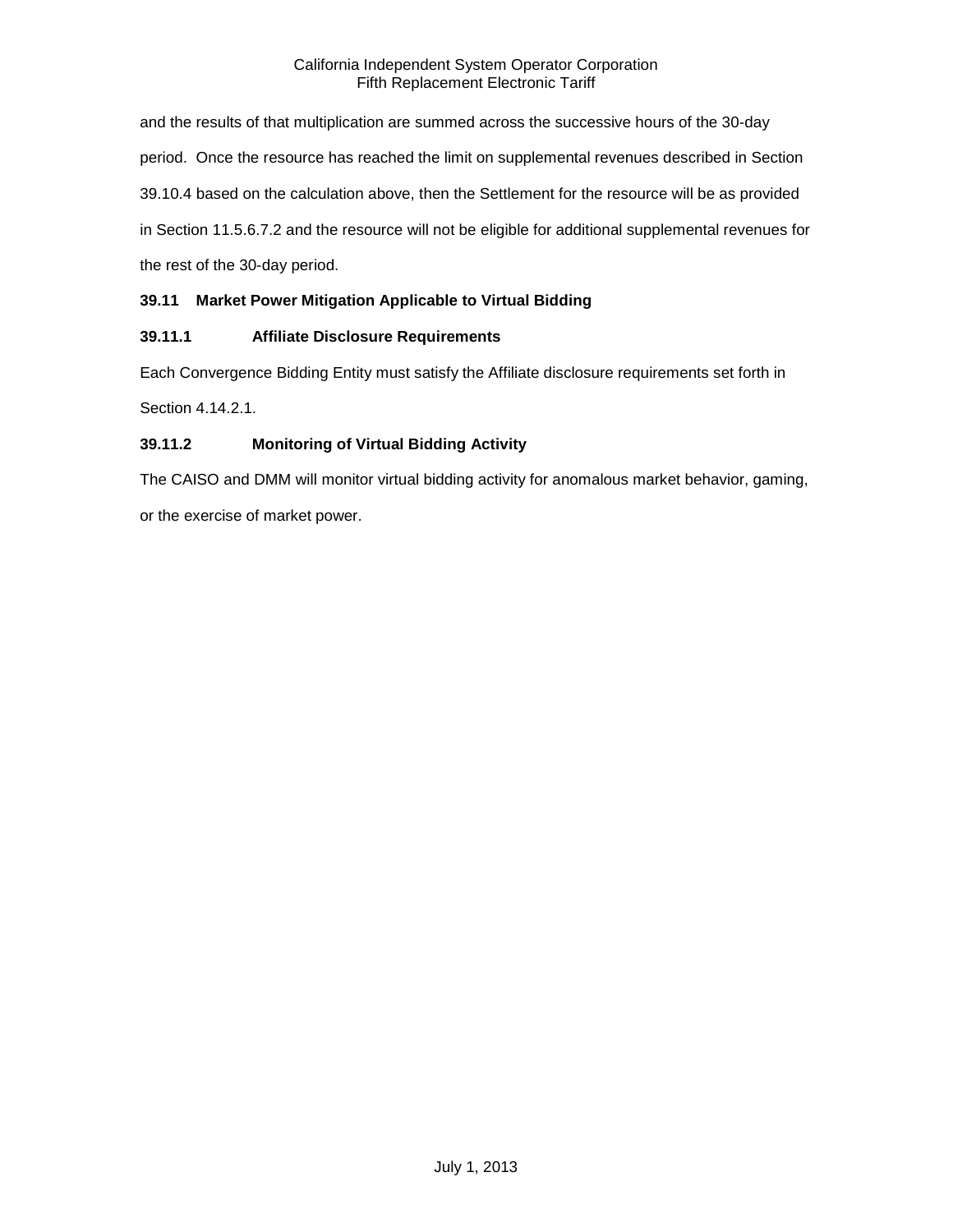and the results of that multiplication are summed across the successive hours of the 30-day period. Once the resource has reached the limit on supplemental revenues described in Section 39.10.4 based on the calculation above, then the Settlement for the resource will be as provided in Section 11.5.6.7.2 and the resource will not be eligible for additional supplemental revenues for the rest of the 30-day period.

### 39.11 Market Power Mitigation Applicable to Virtual Bidding

#### 39.11.1 Affiliate Disclosure Requirements

Each Convergence Bidding Entity must satisfy the Affiliate disclosure requirements set forth in Section 4.14.2.1.

#### 39.11.2 Monitoring of Virtual Bidding Activity

The CAISO and DMM will monitor virtual bidding activity for anomalous market behavior, gaming, or the exercise of market power.